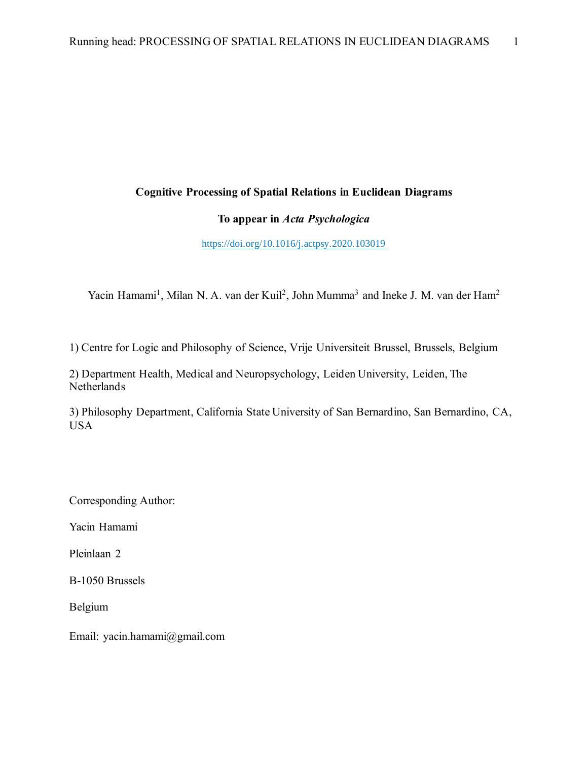# Cognitive Processing of Spatial Relations in Euclidean Diagrams

**To appear in *Acta Psychologica***

https://doi.org/10.1016/j.actpsy.2020.103019

Yacin Hamami[1], Milan N. A. van der Kuil[2], John Mumma[3] and Ineke J. M. van der Ham[2]

1) Centre for Logic and Philosophy of Science, Vrije Universiteit Brussel, Brussels, Belgium

2) Department Health, Medical and Neuropsychology, Leiden University, Leiden, The Netherlands

3) Philosophy Department, California State University of San Bernardino, San Bernardino, CA, USA

Corresponding Author:

Yacin Hamami

Pleinlaan 2

B-1050 Brussels

Belgium

Email: yacin.hamami@gmail.com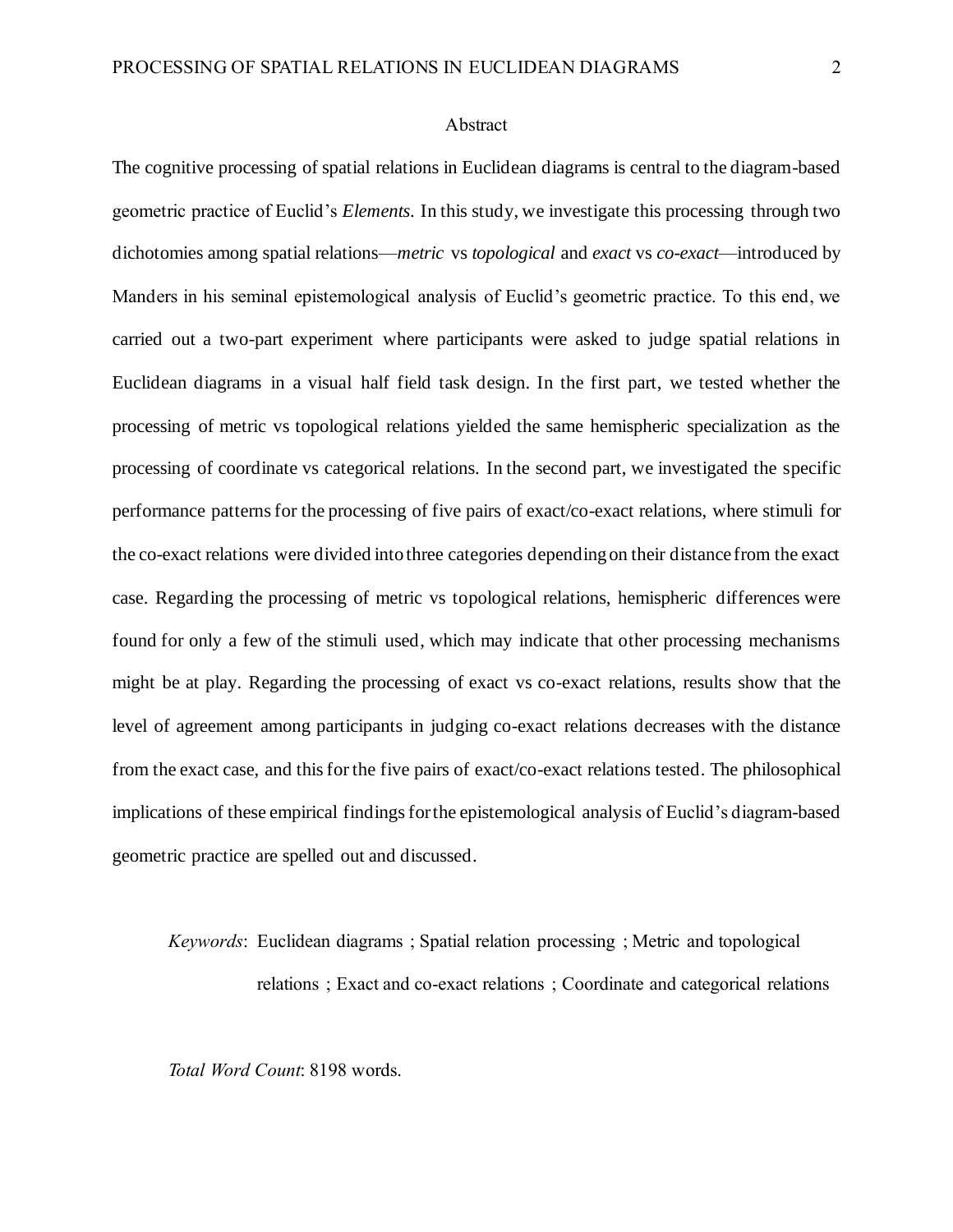## Abstract

The cognitive processing of spatial relations in Euclidean diagrams is central to the diagram-based geometric practice of Euclid's *Elements*. In this study, we investigate this processing through two dichotomies among spatial relations—*metric* vs *topological* and *exact* vs *co-exact*—introduced by Manders in his seminal epistemological analysis of Euclid's geometric practice. To this end, we carried out a two-part experiment where participants were asked to judge spatial relations in Euclidean diagrams in a visual half field task design. In the first part, we tested whether the processing of metric vs topological relations yielded the same hemispheric specialization as the processing of coordinate vs categorical relations. In the second part, we investigated the specific performance patterns for the processing of five pairs of exact/co-exact relations, where stimuli for the co-exact relations were divided into three categories depending on their distance from the exact case. Regarding the processing of metric vs topological relations, hemispheric differences were found for only a few of the stimuli used, which may indicate that other processing mechanisms might be at play. Regarding the processing of exact vs co-exact relations, results show that the level of agreement among participants in judging co-exact relations decreases with the distance from the exact case, and this for the five pairs of exact/co-exact relations tested. The philosophical implications of these empirical findings for the epistemological analysis of Euclid's diagram-based geometric practice are spelled out and discussed.

*Keywords*: Euclidean diagrams ; Spatial relation processing ; Metric and topological relations ; Exact and co-exact relations ; Coordinate and categorical relations

*Total Word Count*: 8198 words.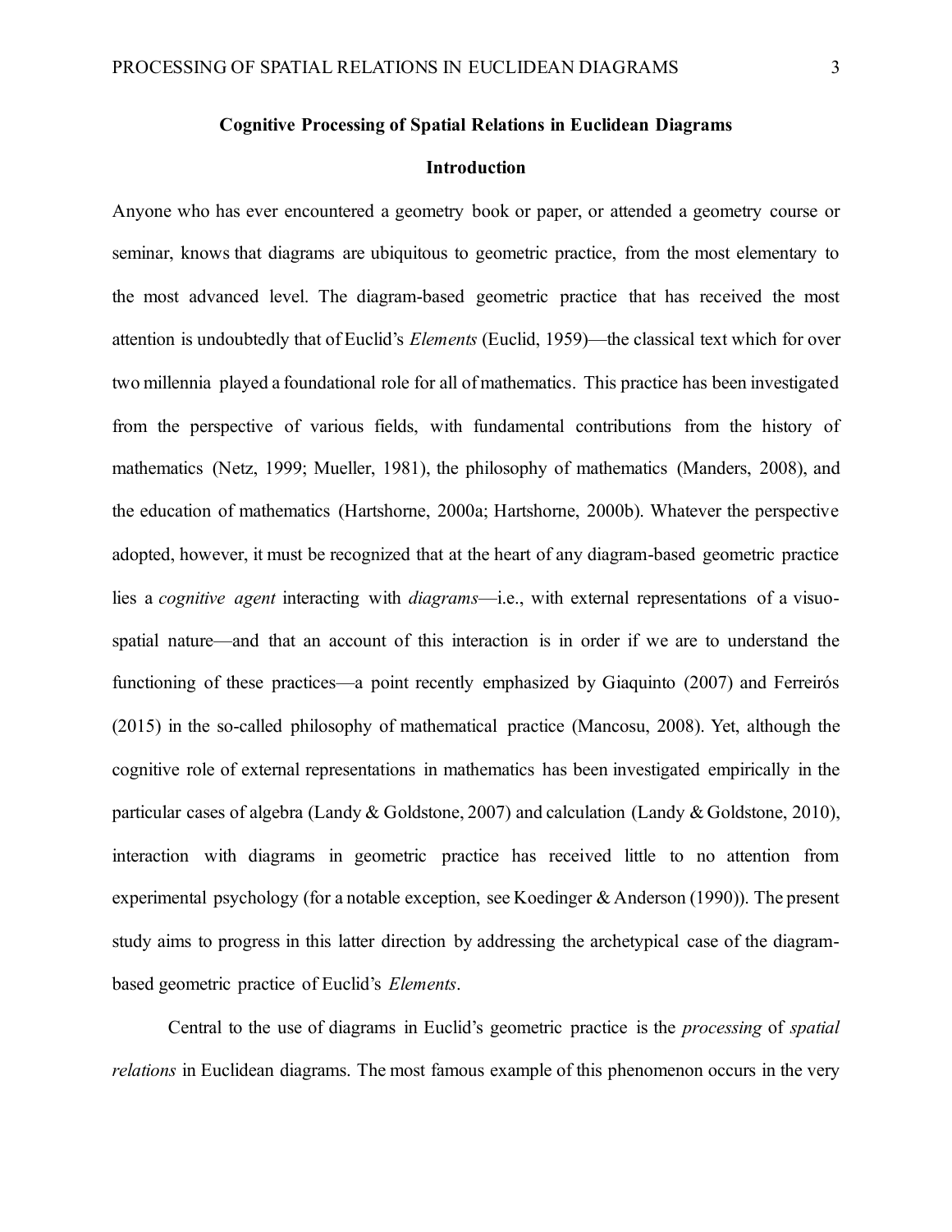# Cognitive Processing of Spatial Relations in Euclidean Diagrams

## Introduction

Anyone who has ever encountered a geometry book or paper, or attended a geometry course or seminar, knows that diagrams are ubiquitous to geometric practice, from the most elementary to the most advanced level. The diagram-based geometric practice that has received the most attention is undoubtedly that of Euclid's *Elements* (Euclid, 1959)—the classical text which for over two millennia played a foundational role for all of mathematics. This practice has been investigated from the perspective of various fields, with fundamental contributions from the history of mathematics (Netz, 1999; Mueller, 1981), the philosophy of mathematics (Manders, 2008), and the education of mathematics (Hartshorne, 2000a; Hartshorne, 2000b). Whatever the perspective adopted, however, it must be recognized that at the heart of any diagram-based geometric practice lies a *cognitive agent* interacting with *diagrams*—i.e., with external representations of a visuo-spatial nature—and that an account of this interaction is in order if we are to understand the functioning of these practices—a point recently emphasized by Giaquinto (2007) and Ferreirós (2015) in the so-called philosophy of mathematical practice (Mancosu, 2008). Yet, although the cognitive role of external representations in mathematics has been investigated empirically in the particular cases of algebra (Landy & Goldstone, 2007) and calculation (Landy & Goldstone, 2010), interaction with diagrams in geometric practice has received little to no attention from experimental psychology (for a notable exception, see Koedinger & Anderson (1990)). The present study aims to progress in this latter direction by addressing the archetypical case of the diagram-based geometric practice of Euclid's *Elements*.

Central to the use of diagrams in Euclid's geometric practice is the *processing* of *spatial relations* in Euclidean diagrams. The most famous example of this phenomenon occurs in the very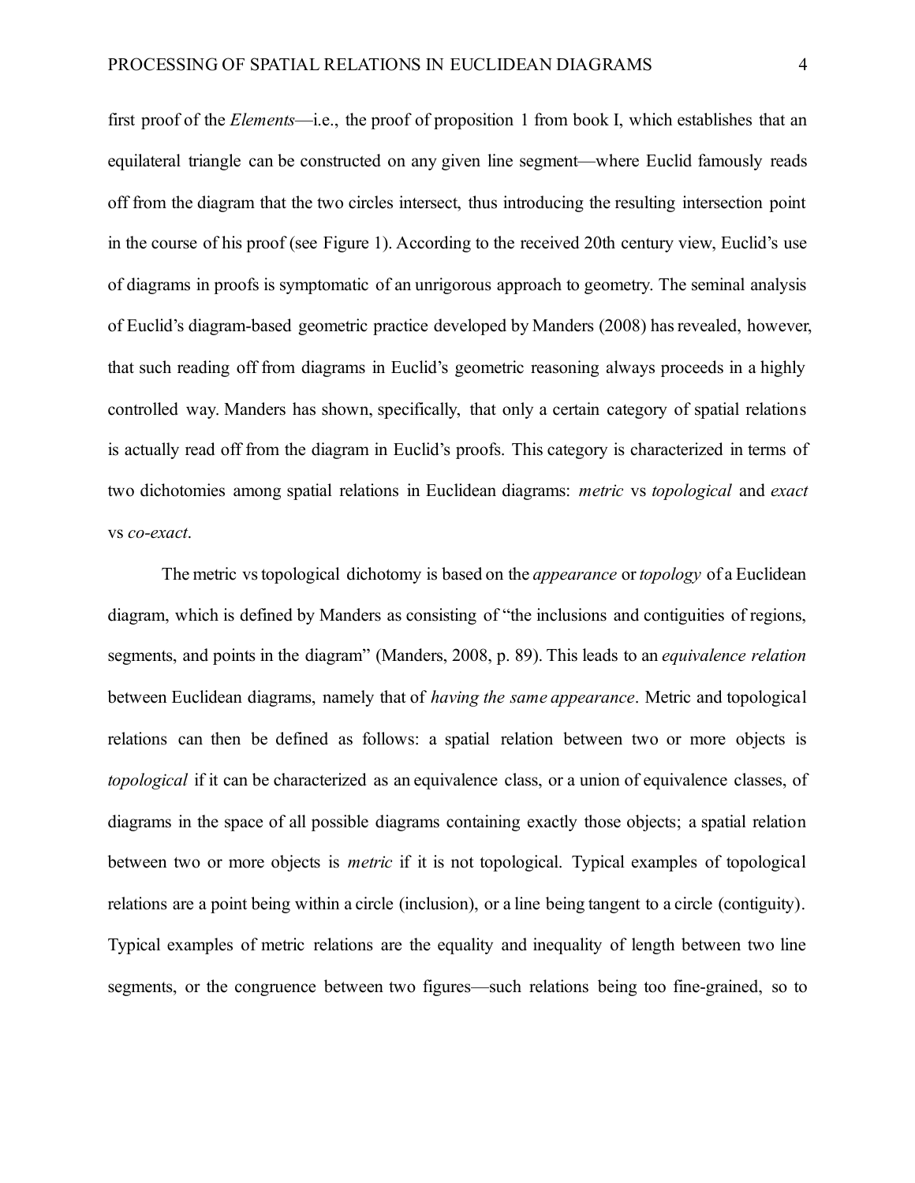first proof of the *Elements*—i.e., the proof of proposition 1 from book I, which establishes that an equilateral triangle can be constructed on any given line segment—where Euclid famously reads off from the diagram that the two circles intersect, thus introducing the resulting intersection point in the course of his proof (see Figure 1). According to the received 20th century view, Euclid's use of diagrams in proofs is symptomatic of an unrigorous approach to geometry. The seminal analysis of Euclid's diagram-based geometric practice developed by Manders (2008) has revealed, however, that such reading off from diagrams in Euclid's geometric reasoning always proceeds in a highly controlled way. Manders has shown, specifically, that only a certain category of spatial relations is actually read off from the diagram in Euclid's proofs. This category is characterized in terms of two dichotomies among spatial relations in Euclidean diagrams: *metric* vs *topological* and *exact* vs *co-exact*.

The metric vs topological dichotomy is based on the *appearance* or *topology* of a Euclidean diagram, which is defined by Manders as consisting of "the inclusions and contiguities of regions, segments, and points in the diagram" (Manders, 2008, p. 89). This leads to an *equivalence relation* between Euclidean diagrams, namely that of *having the same appearance*. Metric and topological relations can then be defined as follows: a spatial relation between two or more objects is *topological* if it can be characterized as an equivalence class, or a union of equivalence classes, of diagrams in the space of all possible diagrams containing exactly those objects; a spatial relation between two or more objects is *metric* if it is not topological. Typical examples of topological relations are a point being within a circle (inclusion), or a line being tangent to a circle (contiguity). Typical examples of metric relations are the equality and inequality of length between two line segments, or the congruence between two figures—such relations being too fine-grained, so to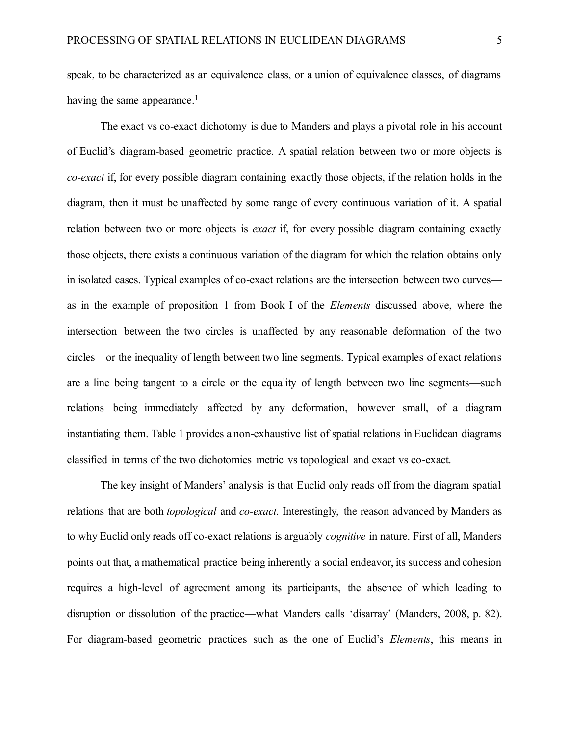speak, to be characterized as an equivalence class, or a union of equivalence classes, of diagrams having the same appearance.[1]

The exact vs co-exact dichotomy is due to Manders and plays a pivotal role in his account of Euclid's diagram-based geometric practice. A spatial relation between two or more objects is *co-exact* if, for every possible diagram containing exactly those objects, if the relation holds in the diagram, then it must be unaffected by some range of every continuous variation of it. A spatial relation between two or more objects is *exact* if, for every possible diagram containing exactly those objects, there exists a continuous variation of the diagram for which the relation obtains only in isolated cases. Typical examples of co-exact relations are the intersection between two curves—as in the example of proposition 1 from Book I of the *Elements* discussed above, where the intersection between the two circles is unaffected by any reasonable deformation of the two circles—or the inequality of length between two line segments. Typical examples of exact relations are a line being tangent to a circle or the equality of length between two line segments—such relations being immediately affected by any deformation, however small, of a diagram instantiating them. Table 1 provides a non-exhaustive list of spatial relations in Euclidean diagrams classified in terms of the two dichotomies metric vs topological and exact vs co-exact.

The key insight of Manders' analysis is that Euclid only reads off from the diagram spatial relations that are both *topological* and *co-exact*. Interestingly, the reason advanced by Manders as to why Euclid only reads off co-exact relations is arguably *cognitive* in nature. First of all, Manders points out that, a mathematical practice being inherently a social endeavor, its success and cohesion requires a high-level of agreement among its participants, the absence of which leading to disruption or dissolution of the practice—what Manders calls 'disarray' (Manders, 2008, p. 82). For diagram-based geometric practices such as the one of Euclid's *Elements*, this means in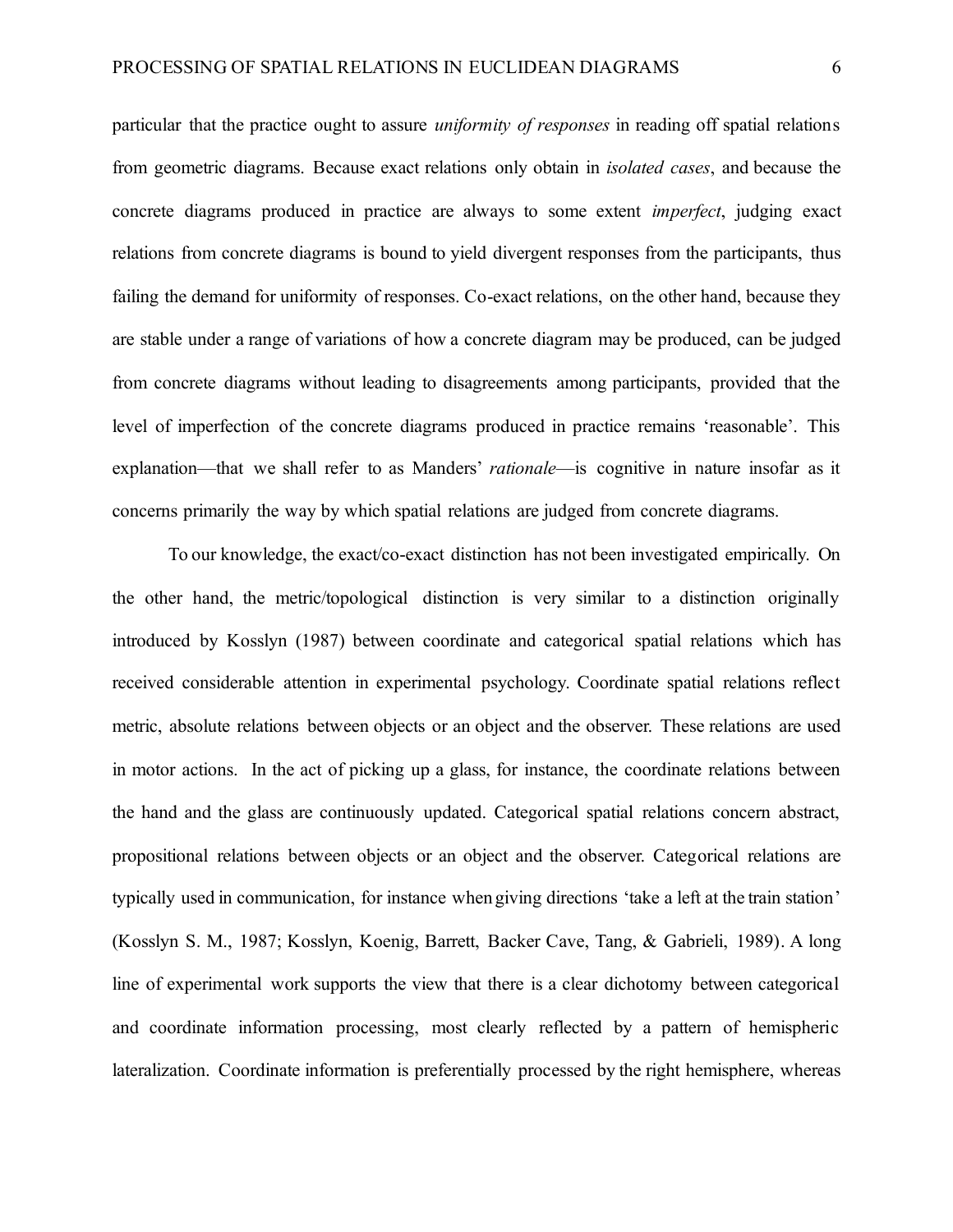particular that the practice ought to assure *uniformity of responses* in reading off spatial relations from geometric diagrams. Because exact relations only obtain in *isolated cases*, and because the concrete diagrams produced in practice are always to some extent *imperfect*, judging exact relations from concrete diagrams is bound to yield divergent responses from the participants, thus failing the demand for uniformity of responses. Co-exact relations, on the other hand, because they are stable under a range of variations of how a concrete diagram may be produced, can be judged from concrete diagrams without leading to disagreements among participants, provided that the level of imperfection of the concrete diagrams produced in practice remains 'reasonable'. This explanation—that we shall refer to as Manders' *rationale*—is cognitive in nature insofar as it concerns primarily the way by which spatial relations are judged from concrete diagrams.

To our knowledge, the exact/co-exact distinction has not been investigated empirically. On the other hand, the metric/topological distinction is very similar to a distinction originally introduced by Kosslyn (1987) between coordinate and categorical spatial relations which has received considerable attention in experimental psychology. Coordinate spatial relations reflect metric, absolute relations between objects or an object and the observer. These relations are used in motor actions. In the act of picking up a glass, for instance, the coordinate relations between the hand and the glass are continuously updated. Categorical spatial relations concern abstract, propositional relations between objects or an object and the observer. Categorical relations are typically used in communication, for instance when giving directions 'take a left at the train station' (Kosslyn S. M., 1987; Kosslyn, Koenig, Barrett, Backer Cave, Tang, & Gabrieli, 1989). A long line of experimental work supports the view that there is a clear dichotomy between categorical and coordinate information processing, most clearly reflected by a pattern of hemispheric lateralization. Coordinate information is preferentially processed by the right hemisphere, whereas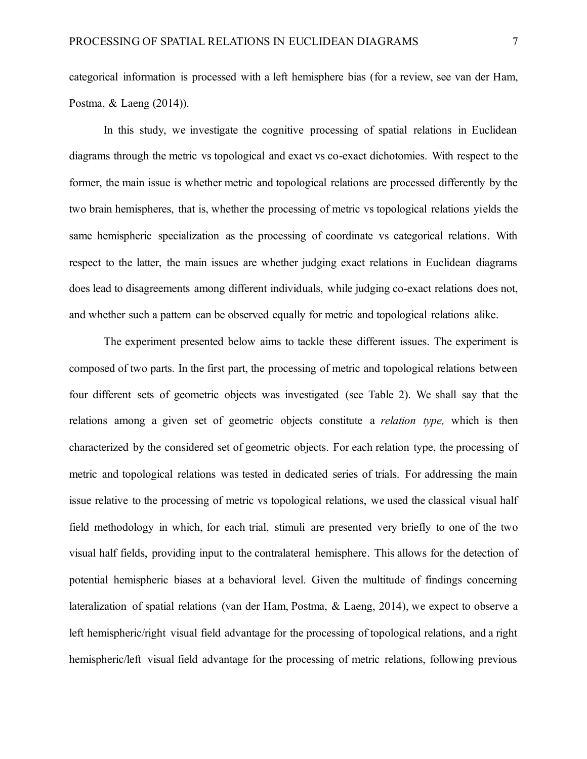categorical information is processed with a left hemisphere bias (for a review, see van der Ham, Postma, & Laeng (2014)).

In this study, we investigate the cognitive processing of spatial relations in Euclidean diagrams through the metric vs topological and exact vs co-exact dichotomies. With respect to the former, the main issue is whether metric and topological relations are processed differently by the two brain hemispheres, that is, whether the processing of metric vs topological relations yields the same hemispheric specialization as the processing of coordinate vs categorical relations. With respect to the latter, the main issues are whether judging exact relations in Euclidean diagrams does lead to disagreements among different individuals, while judging co-exact relations does not, and whether such a pattern can be observed equally for metric and topological relations alike.

The experiment presented below aims to tackle these different issues. The experiment is composed of two parts. In the first part, the processing of metric and topological relations between four different sets of geometric objects was investigated (see Table 2). We shall say that the relations among a given set of geometric objects constitute a *relation type,* which is then characterized by the considered set of geometric objects. For each relation type, the processing of metric and topological relations was tested in dedicated series of trials. For addressing the main issue relative to the processing of metric vs topological relations, we used the classical visual half field methodology in which, for each trial, stimuli are presented very briefly to one of the two visual half fields, providing input to the contralateral hemisphere. This allows for the detection of potential hemispheric biases at a behavioral level. Given the multitude of findings concerning lateralization of spatial relations (van der Ham, Postma, & Laeng, 2014), we expect to observe a left hemispheric/right visual field advantage for the processing of topological relations, and a right hemispheric/left visual field advantage for the processing of metric relations, following previous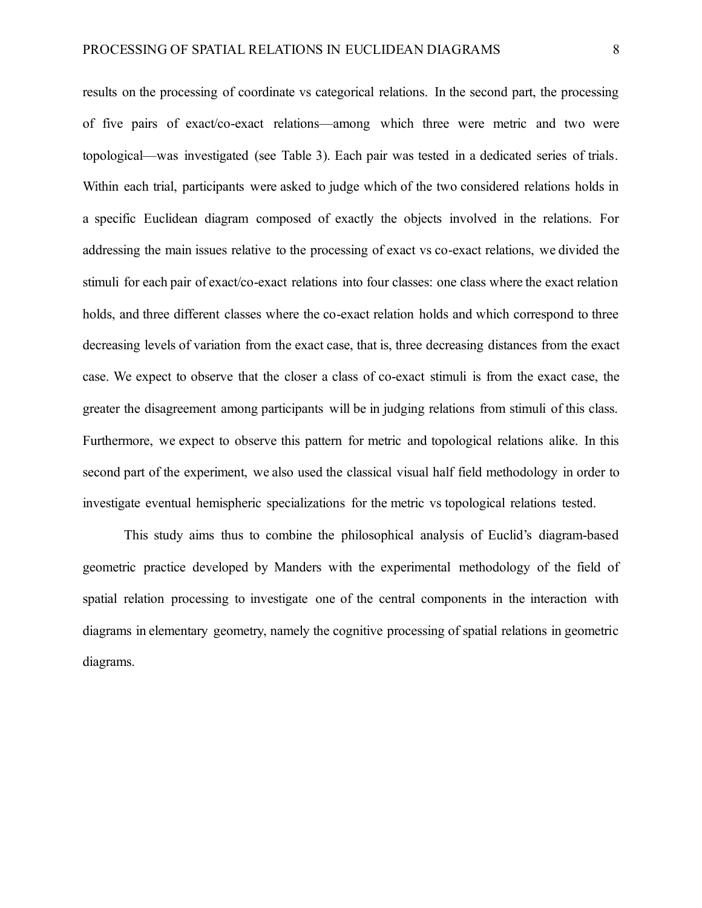results on the processing of coordinate vs categorical relations. In the second part, the processing of five pairs of exact/co-exact relations—among which three were metric and two were topological—was investigated (see Table 3). Each pair was tested in a dedicated series of trials. Within each trial, participants were asked to judge which of the two considered relations holds in a specific Euclidean diagram composed of exactly the objects involved in the relations. For addressing the main issues relative to the processing of exact vs co-exact relations, we divided the stimuli for each pair of exact/co-exact relations into four classes: one class where the exact relation holds, and three different classes where the co-exact relation holds and which correspond to three decreasing levels of variation from the exact case, that is, three decreasing distances from the exact case. We expect to observe that the closer a class of co-exact stimuli is from the exact case, the greater the disagreement among participants will be in judging relations from stimuli of this class. Furthermore, we expect to observe this pattern for metric and topological relations alike. In this second part of the experiment, we also used the classical visual half field methodology in order to investigate eventual hemispheric specializations for the metric vs topological relations tested.

This study aims thus to combine the philosophical analysis of Euclid's diagram-based geometric practice developed by Manders with the experimental methodology of the field of spatial relation processing to investigate one of the central components in the interaction with diagrams in elementary geometry, namely the cognitive processing of spatial relations in geometric diagrams.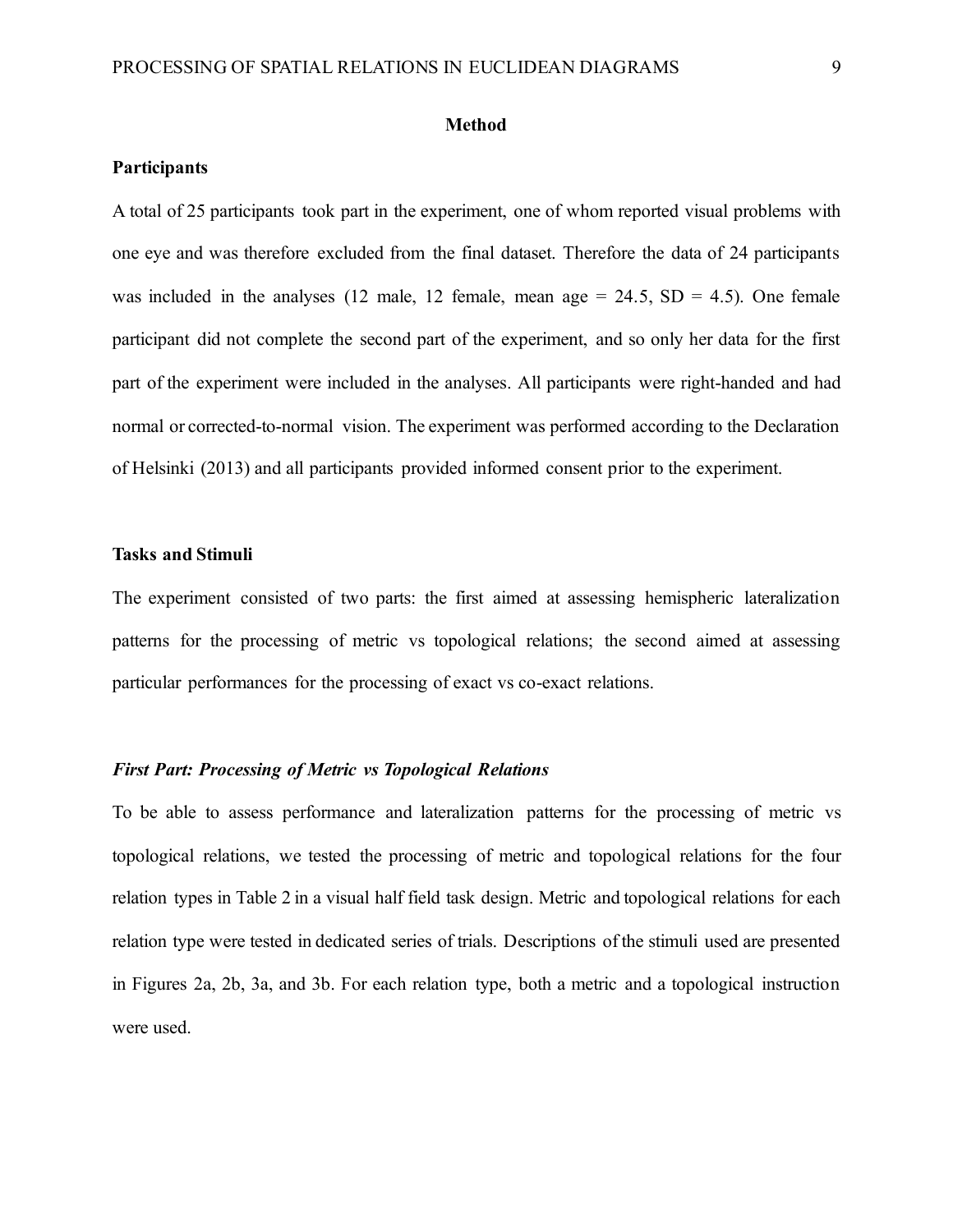## Method

### Participants

A total of 25 participants took part in the experiment, one of whom reported visual problems with one eye and was therefore excluded from the final dataset. Therefore the data of 24 participants was included in the analyses (12 male, 12 female, mean age = 24.5, SD = 4.5). One female participant did not complete the second part of the experiment, and so only her data for the first part of the experiment were included in the analyses. All participants were right-handed and had normal or corrected-to-normal vision. The experiment was performed according to the Declaration of Helsinki (2013) and all participants provided informed consent prior to the experiment.

### Tasks and Stimuli

The experiment consisted of two parts: the first aimed at assessing hemispheric lateralization patterns for the processing of metric vs topological relations; the second aimed at assessing particular performances for the processing of exact vs co-exact relations.

#### *First Part: Processing of Metric vs Topological Relations*

To be able to assess performance and lateralization patterns for the processing of metric vs topological relations, we tested the processing of metric and topological relations for the four relation types in Table 2 in a visual half field task design. Metric and topological relations for each relation type were tested in dedicated series of trials. Descriptions of the stimuli used are presented in Figures 2a, 2b, 3a, and 3b. For each relation type, both a metric and a topological instruction were used.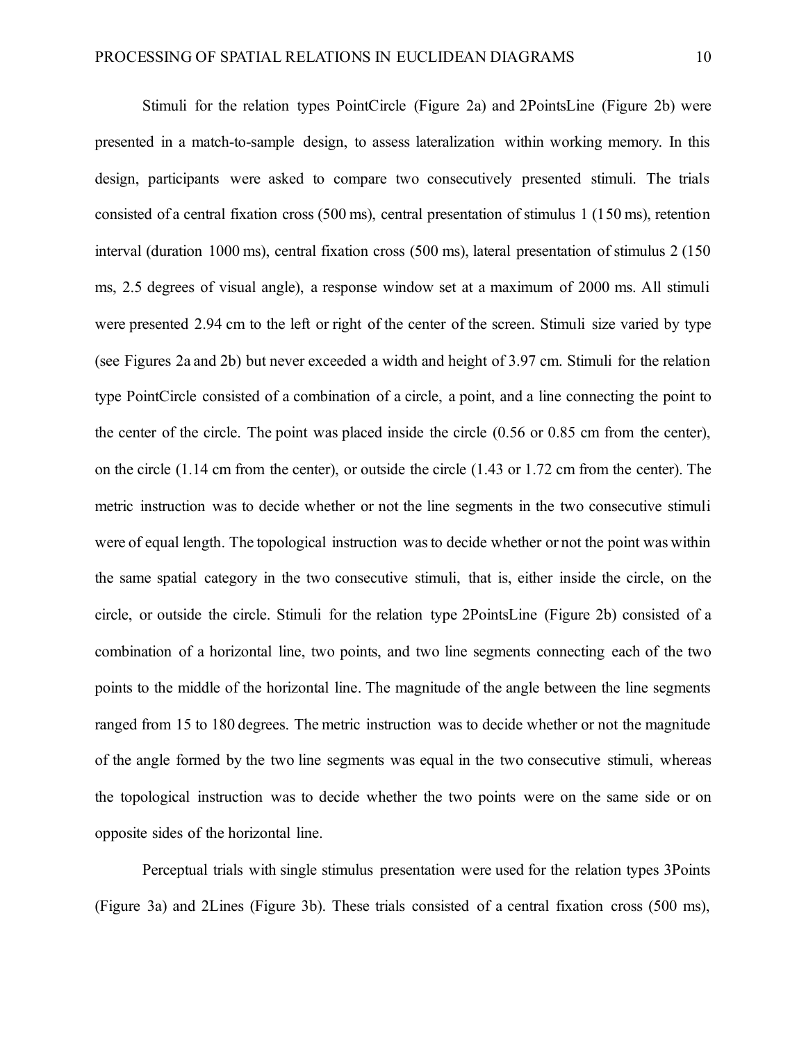Stimuli for the relation types PointCircle (Figure 2a) and 2PointsLine (Figure 2b) were presented in a match-to-sample design, to assess lateralization within working memory. In this design, participants were asked to compare two consecutively presented stimuli. The trials consisted of a central fixation cross (500 ms), central presentation of stimulus 1 (150 ms), retention interval (duration 1000 ms), central fixation cross (500 ms), lateral presentation of stimulus 2 (150 ms, 2.5 degrees of visual angle), a response window set at a maximum of 2000 ms. All stimuli were presented 2.94 cm to the left or right of the center of the screen. Stimuli size varied by type (see Figures 2a and 2b) but never exceeded a width and height of 3.97 cm. Stimuli for the relation type PointCircle consisted of a combination of a circle, a point, and a line connecting the point to the center of the circle. The point was placed inside the circle (0.56 or 0.85 cm from the center), on the circle (1.14 cm from the center), or outside the circle (1.43 or 1.72 cm from the center). The metric instruction was to decide whether or not the line segments in the two consecutive stimuli were of equal length. The topological instruction was to decide whether or not the point was within the same spatial category in the two consecutive stimuli, that is, either inside the circle, on the circle, or outside the circle. Stimuli for the relation type 2PointsLine (Figure 2b) consisted of a combination of a horizontal line, two points, and two line segments connecting each of the two points to the middle of the horizontal line. The magnitude of the angle between the line segments ranged from 15 to 180 degrees. The metric instruction was to decide whether or not the magnitude of the angle formed by the two line segments was equal in the two consecutive stimuli, whereas the topological instruction was to decide whether the two points were on the same side or on opposite sides of the horizontal line.

Perceptual trials with single stimulus presentation were used for the relation types 3Points (Figure 3a) and 2Lines (Figure 3b). These trials consisted of a central fixation cross (500 ms),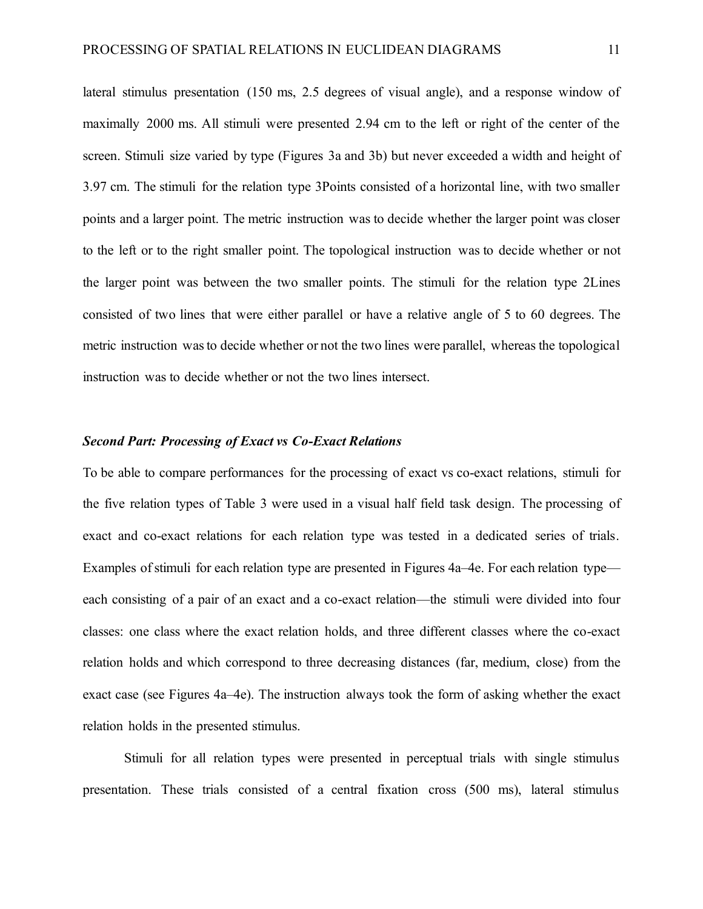lateral stimulus presentation (150 ms, 2.5 degrees of visual angle), and a response window of maximally 2000 ms. All stimuli were presented 2.94 cm to the left or right of the center of the screen. Stimuli size varied by type (Figures 3a and 3b) but never exceeded a width and height of 3.97 cm. The stimuli for the relation type 3Points consisted of a horizontal line, with two smaller points and a larger point. The metric instruction was to decide whether the larger point was closer to the left or to the right smaller point. The topological instruction was to decide whether or not the larger point was between the two smaller points. The stimuli for the relation type 2Lines consisted of two lines that were either parallel or have a relative angle of 5 to 60 degrees. The metric instruction was to decide whether or not the two lines were parallel, whereas the topological instruction was to decide whether or not the two lines intersect.

### *Second Part: Processing of Exact vs Co-Exact Relations*

To be able to compare performances for the processing of exact vs co-exact relations, stimuli for the five relation types of Table 3 were used in a visual half field task design. The processing of exact and co-exact relations for each relation type was tested in a dedicated series of trials. Examples of stimuli for each relation type are presented in Figures 4a–4e. For each relation type—each consisting of a pair of an exact and a co-exact relation—the stimuli were divided into four classes: one class where the exact relation holds, and three different classes where the co-exact relation holds and which correspond to three decreasing distances (far, medium, close) from the exact case (see Figures 4a–4e). The instruction always took the form of asking whether the exact relation holds in the presented stimulus.

Stimuli for all relation types were presented in perceptual trials with single stimulus presentation. These trials consisted of a central fixation cross (500 ms), lateral stimulus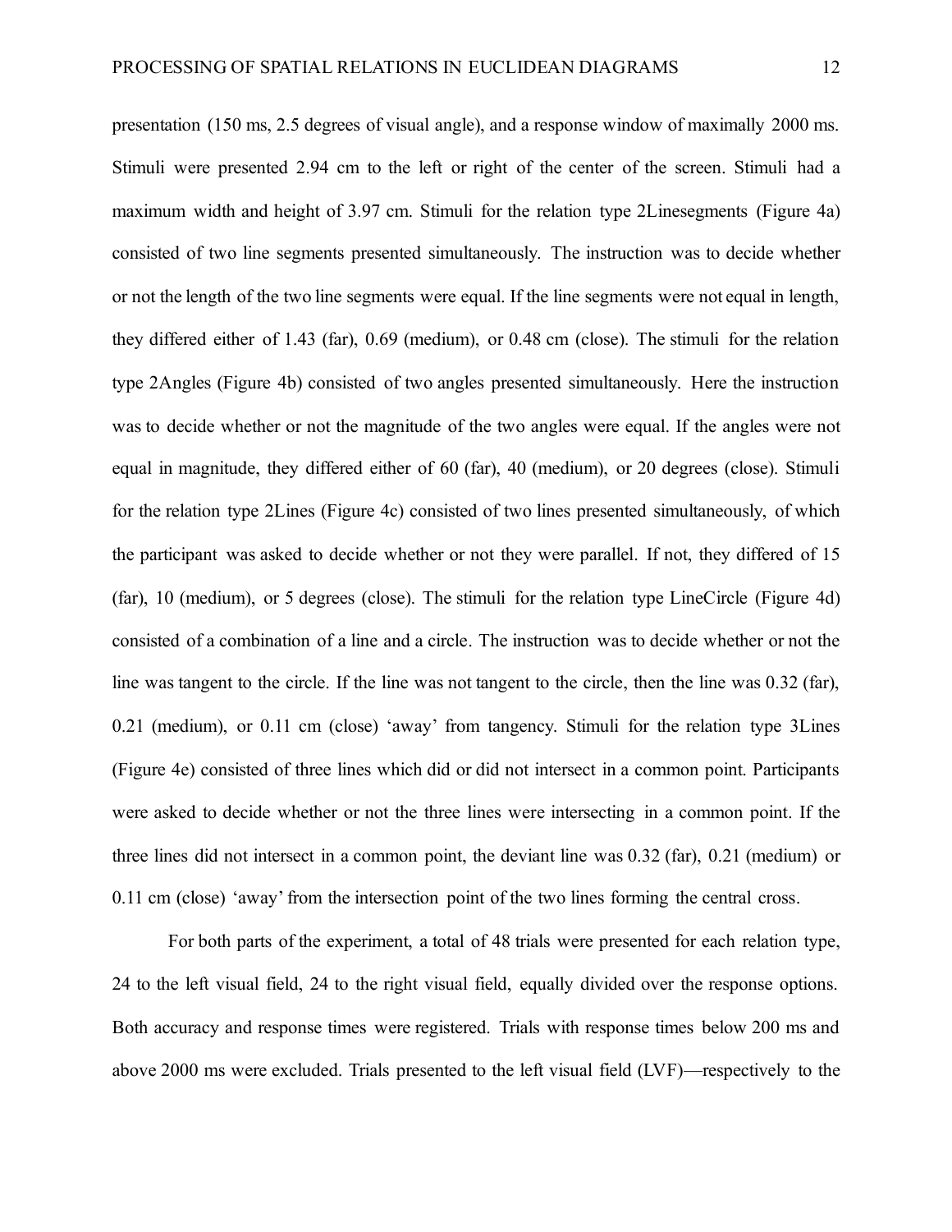presentation (150 ms, 2.5 degrees of visual angle), and a response window of maximally 2000 ms. Stimuli were presented 2.94 cm to the left or right of the center of the screen. Stimuli had a maximum width and height of 3.97 cm. Stimuli for the relation type 2Linesegments (Figure 4a) consisted of two line segments presented simultaneously. The instruction was to decide whether or not the length of the two line segments were equal. If the line segments were not equal in length, they differed either of 1.43 (far), 0.69 (medium), or 0.48 cm (close). The stimuli for the relation type 2Angles (Figure 4b) consisted of two angles presented simultaneously. Here the instruction was to decide whether or not the magnitude of the two angles were equal. If the angles were not equal in magnitude, they differed either of 60 (far), 40 (medium), or 20 degrees (close). Stimuli for the relation type 2Lines (Figure 4c) consisted of two lines presented simultaneously, of which the participant was asked to decide whether or not they were parallel. If not, they differed of 15 (far), 10 (medium), or 5 degrees (close). The stimuli for the relation type LineCircle (Figure 4d) consisted of a combination of a line and a circle. The instruction was to decide whether or not the line was tangent to the circle. If the line was not tangent to the circle, then the line was 0.32 (far), 0.21 (medium), or 0.11 cm (close) 'away' from tangency. Stimuli for the relation type 3Lines (Figure 4e) consisted of three lines which did or did not intersect in a common point. Participants were asked to decide whether or not the three lines were intersecting in a common point. If the three lines did not intersect in a common point, the deviant line was 0.32 (far), 0.21 (medium) or 0.11 cm (close) 'away' from the intersection point of the two lines forming the central cross.

For both parts of the experiment, a total of 48 trials were presented for each relation type, 24 to the left visual field, 24 to the right visual field, equally divided over the response options. Both accuracy and response times were registered. Trials with response times below 200 ms and above 2000 ms were excluded. Trials presented to the left visual field (LVF)—respectively to the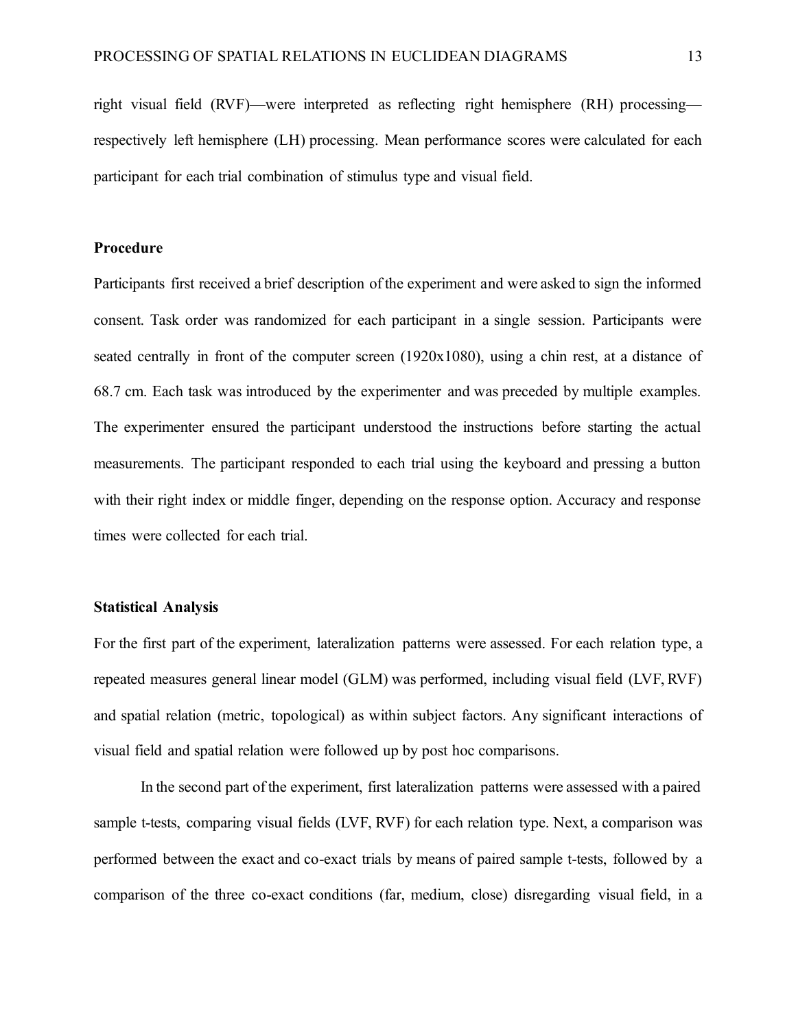right visual field (RVF)—were interpreted as reflecting right hemisphere (RH) processing—respectively left hemisphere (LH) processing. Mean performance scores were calculated for each participant for each trial combination of stimulus type and visual field.

**Procedure**

Participants first received a brief description of the experiment and were asked to sign the informed consent. Task order was randomized for each participant in a single session. Participants were seated centrally in front of the computer screen (1920x1080), using a chin rest, at a distance of 68.7 cm. Each task was introduced by the experimenter and was preceded by multiple examples. The experimenter ensured the participant understood the instructions before starting the actual measurements. The participant responded to each trial using the keyboard and pressing a button with their right index or middle finger, depending on the response option. Accuracy and response times were collected for each trial.

**Statistical Analysis**

For the first part of the experiment, lateralization patterns were assessed. For each relation type, a repeated measures general linear model (GLM) was performed, including visual field (LVF, RVF) and spatial relation (metric, topological) as within subject factors. Any significant interactions of visual field and spatial relation were followed up by post hoc comparisons.

In the second part of the experiment, first lateralization patterns were assessed with a paired sample t-tests, comparing visual fields (LVF, RVF) for each relation type. Next, a comparison was performed between the exact and co-exact trials by means of paired sample t-tests, followed by a comparison of the three co-exact conditions (far, medium, close) disregarding visual field, in a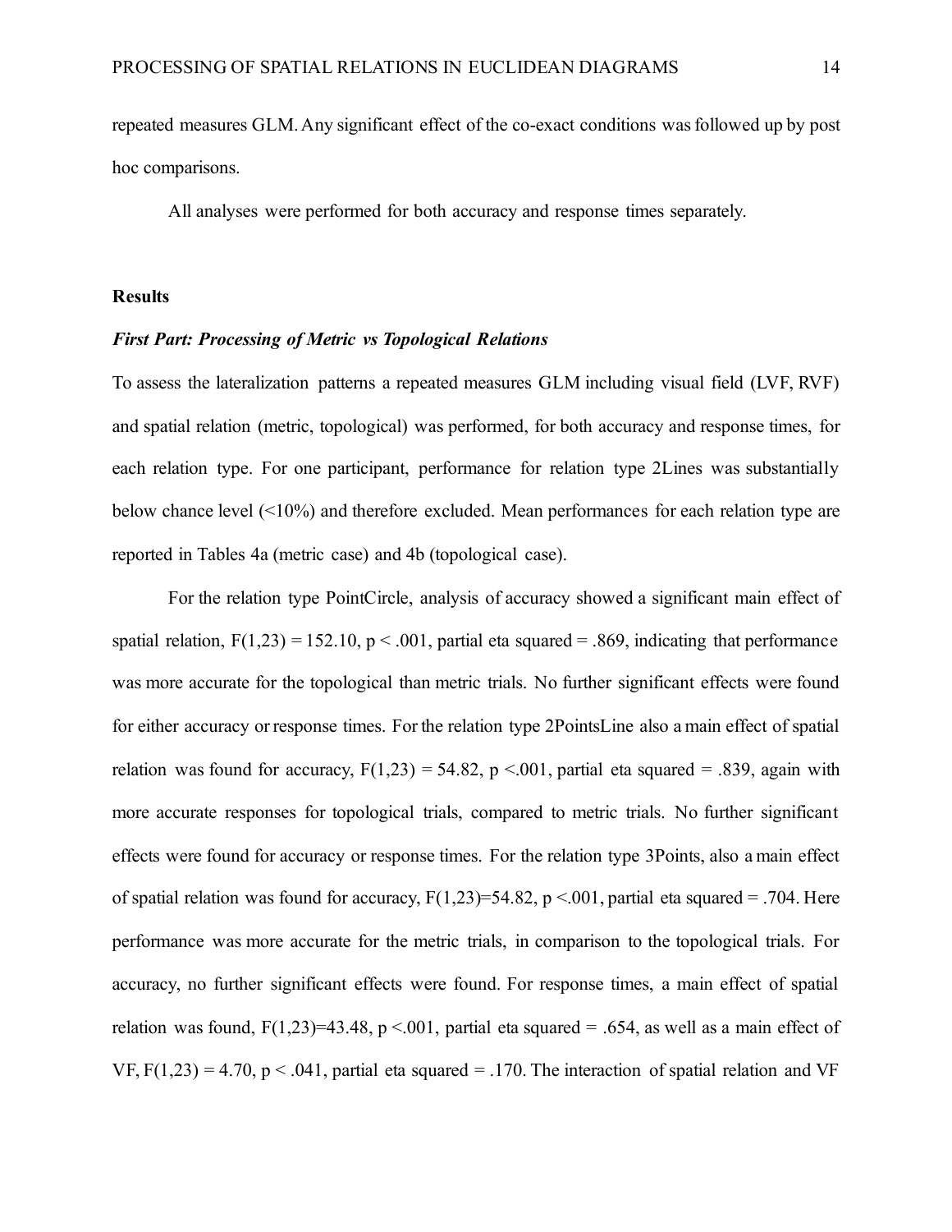repeated measures GLM. Any significant effect of the co-exact conditions was followed up by post hoc comparisons.

All analyses were performed for both accuracy and response times separately.

## Results

### *First Part: Processing of Metric vs Topological Relations*

To assess the lateralization patterns a repeated measures GLM including visual field (LVF, RVF) and spatial relation (metric, topological) was performed, for both accuracy and response times, for each relation type. For one participant, performance for relation type 2Lines was substantially below chance level (<10%) and therefore excluded. Mean performances for each relation type are reported in Tables 4a (metric case) and 4b (topological case).

For the relation type PointCircle, analysis of accuracy showed a significant main effect of spatial relation, $F(1,23) = 152.10$, $p < .001$, partial eta squared = .869, indicating that performance was more accurate for the topological than metric trials. No further significant effects were found for either accuracy or response times. For the relation type 2PointsLine also a main effect of spatial relation was found for accuracy, $F(1,23) = 54.82$, $p <.001$, partial eta squared = .839, again with more accurate responses for topological trials, compared to metric trials. No further significant effects were found for accuracy or response times. For the relation type 3Points, also a main effect of spatial relation was found for accuracy, $F(1,23)=54.82$, $p <.001$, partial eta squared = .704. Here performance was more accurate for the metric trials, in comparison to the topological trials. For accuracy, no further significant effects were found. For response times, a main effect of spatial relation was found, $F(1,23)=43.48$, $p <.001$, partial eta squared = .654, as well as a main effect of VF, $F(1,23) = 4.70$, $p < .041$, partial eta squared = .170. The interaction of spatial relation and VF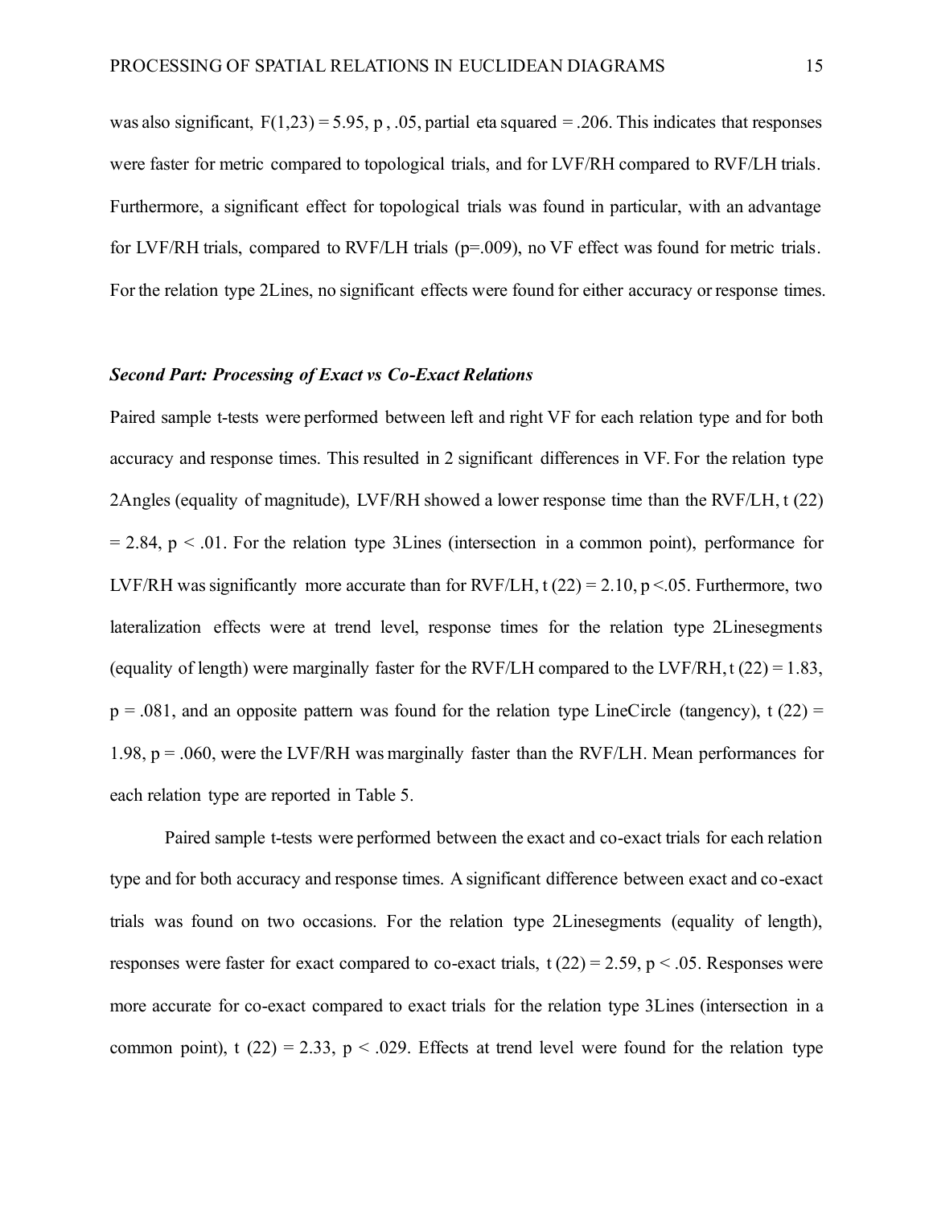was also significant, $F(1,23) = 5.95$, p , .05, partial eta squared = .206. This indicates that responses were faster for metric compared to topological trials, and for LVF/RH compared to RVF/LH trials. Furthermore, a significant effect for topological trials was found in particular, with an advantage for LVF/RH trials, compared to RVF/LH trials (p=.009), no VF effect was found for metric trials. For the relation type 2Lines, no significant effects were found for either accuracy or response times.

### *Second Part: Processing of Exact vs Co-Exact Relations*

Paired sample t-tests were performed between left and right VF for each relation type and for both accuracy and response times. This resulted in 2 significant differences in VF. For the relation type 2Angles (equality of magnitude), LVF/RH showed a lower response time than the RVF/LH, $t(22) = 2.84$, $p < .01$. For the relation type 3Lines (intersection in a common point), performance for LVF/RH was significantly more accurate than for RVF/LH, $t(22) = 2.10$, $p < .05$. Furthermore, two lateralization effects were at trend level, response times for the relation type 2Linesegments (equality of length) were marginally faster for the RVF/LH compared to the LVF/RH, $t(22) = 1.83$, $p = .081$, and an opposite pattern was found for the relation type LineCircle (tangency), $t(22) = 1.98$, $p = .060$, were the LVF/RH was marginally faster than the RVF/LH. Mean performances for each relation type are reported in Table 5.

Paired sample t-tests were performed between the exact and co-exact trials for each relation type and for both accuracy and response times. A significant difference between exact and co-exact trials was found on two occasions. For the relation type 2Linesegments (equality of length), responses were faster for exact compared to co-exact trials, $t(22) = 2.59$, $p < .05$. Responses were more accurate for co-exact compared to exact trials for the relation type 3Lines (intersection in a common point), $t(22) = 2.33$, $p < .029$. Effects at trend level were found for the relation type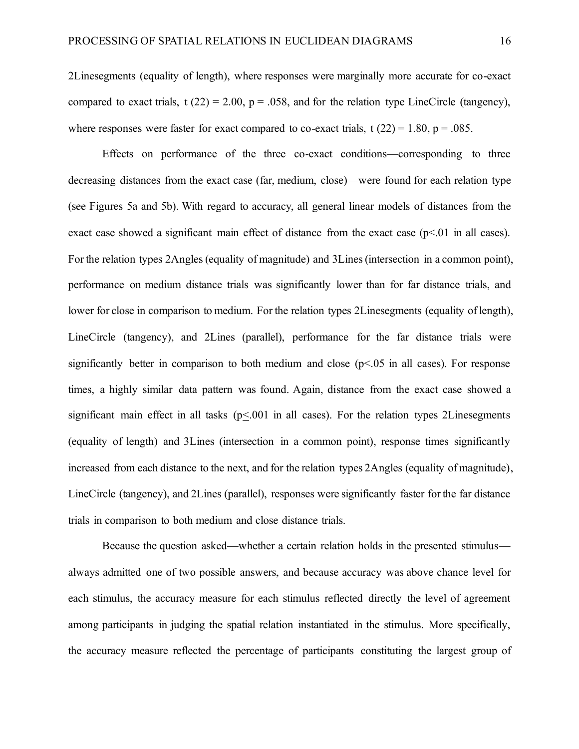2Linesegments (equality of length), where responses were marginally more accurate for co-exact compared to exact trials, $t(22) = 2.00$, $p = .058$, and for the relation type LineCircle (tangency), where responses were faster for exact compared to co-exact trials, $t(22) = 1.80$, $p = .085$.

Effects on performance of the three co-exact conditions—corresponding to three decreasing distances from the exact case (far, medium, close)—were found for each relation type (see Figures 5a and 5b). With regard to accuracy, all general linear models of distances from the exact case showed a significant main effect of distance from the exact case ($p<.01$ in all cases). For the relation types 2Angles (equality of magnitude) and 3Lines (intersection in a common point), performance on medium distance trials was significantly lower than for far distance trials, and lower for close in comparison to medium. For the relation types 2Linesegments (equality of length), LineCircle (tangency), and 2Lines (parallel), performance for the far distance trials were significantly better in comparison to both medium and close ($p<.05$ in all cases). For response times, a highly similar data pattern was found. Again, distance from the exact case showed a significant main effect in all tasks ($p\leq.001$ in all cases). For the relation types 2Linesegments (equality of length) and 3Lines (intersection in a common point), response times significantly increased from each distance to the next, and for the relation types 2Angles (equality of magnitude), LineCircle (tangency), and 2Lines (parallel), responses were significantly faster for the far distance trials in comparison to both medium and close distance trials.

Because the question asked—whether a certain relation holds in the presented stimulus—always admitted one of two possible answers, and because accuracy was above chance level for each stimulus, the accuracy measure for each stimulus reflected directly the level of agreement among participants in judging the spatial relation instantiated in the stimulus. More specifically, the accuracy measure reflected the percentage of participants constituting the largest group of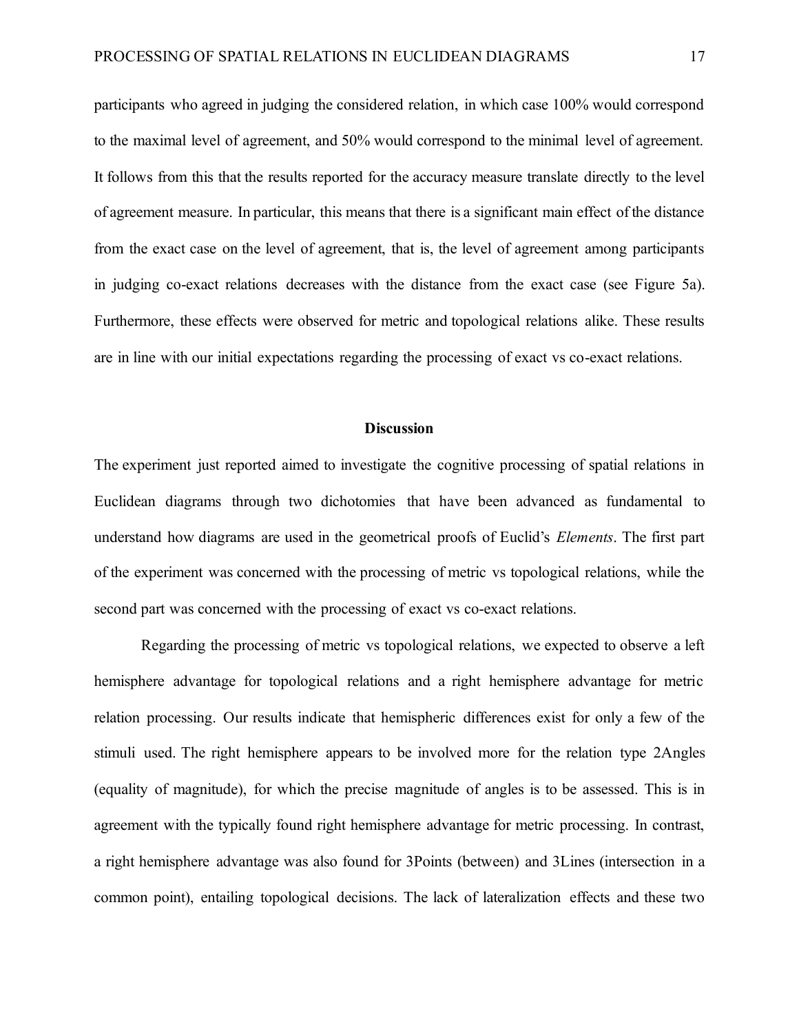participants who agreed in judging the considered relation, in which case 100% would correspond to the maximal level of agreement, and 50% would correspond to the minimal level of agreement. It follows from this that the results reported for the accuracy measure translate directly to the level of agreement measure. In particular, this means that there is a significant main effect of the distance from the exact case on the level of agreement, that is, the level of agreement among participants in judging co-exact relations decreases with the distance from the exact case (see Figure 5a). Furthermore, these effects were observed for metric and topological relations alike. These results are in line with our initial expectations regarding the processing of exact vs co-exact relations.

## Discussion

The experiment just reported aimed to investigate the cognitive processing of spatial relations in Euclidean diagrams through two dichotomies that have been advanced as fundamental to understand how diagrams are used in the geometrical proofs of Euclid's *Elements*. The first part of the experiment was concerned with the processing of metric vs topological relations, while the second part was concerned with the processing of exact vs co-exact relations.

Regarding the processing of metric vs topological relations, we expected to observe a left hemisphere advantage for topological relations and a right hemisphere advantage for metric relation processing. Our results indicate that hemispheric differences exist for only a few of the stimuli used. The right hemisphere appears to be involved more for the relation type 2Angles (equality of magnitude), for which the precise magnitude of angles is to be assessed. This is in agreement with the typically found right hemisphere advantage for metric processing. In contrast, a right hemisphere advantage was also found for 3Points (between) and 3Lines (intersection in a common point), entailing topological decisions. The lack of lateralization effects and these two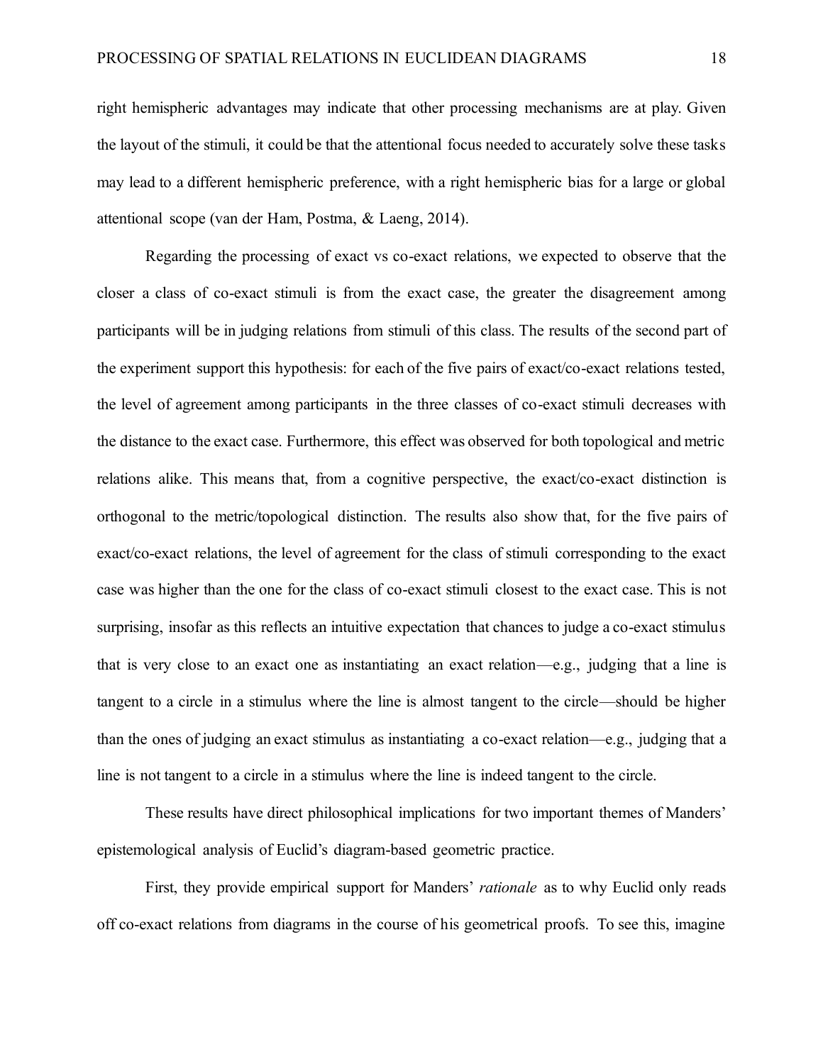right hemispheric advantages may indicate that other processing mechanisms are at play. Given the layout of the stimuli, it could be that the attentional focus needed to accurately solve these tasks may lead to a different hemispheric preference, with a right hemispheric bias for a large or global attentional scope (van der Ham, Postma, & Laeng, 2014).

Regarding the processing of exact vs co-exact relations, we expected to observe that the closer a class of co-exact stimuli is from the exact case, the greater the disagreement among participants will be in judging relations from stimuli of this class. The results of the second part of the experiment support this hypothesis: for each of the five pairs of exact/co-exact relations tested, the level of agreement among participants in the three classes of co-exact stimuli decreases with the distance to the exact case. Furthermore, this effect was observed for both topological and metric relations alike. This means that, from a cognitive perspective, the exact/co-exact distinction is orthogonal to the metric/topological distinction. The results also show that, for the five pairs of exact/co-exact relations, the level of agreement for the class of stimuli corresponding to the exact case was higher than the one for the class of co-exact stimuli closest to the exact case. This is not surprising, insofar as this reflects an intuitive expectation that chances to judge a co-exact stimulus that is very close to an exact one as instantiating an exact relation—e.g., judging that a line is tangent to a circle in a stimulus where the line is almost tangent to the circle—should be higher than the ones of judging an exact stimulus as instantiating a co-exact relation—e.g., judging that a line is not tangent to a circle in a stimulus where the line is indeed tangent to the circle.

These results have direct philosophical implications for two important themes of Manders' epistemological analysis of Euclid's diagram-based geometric practice.

First, they provide empirical support for Manders' *rationale* as to why Euclid only reads off co-exact relations from diagrams in the course of his geometrical proofs. To see this, imagine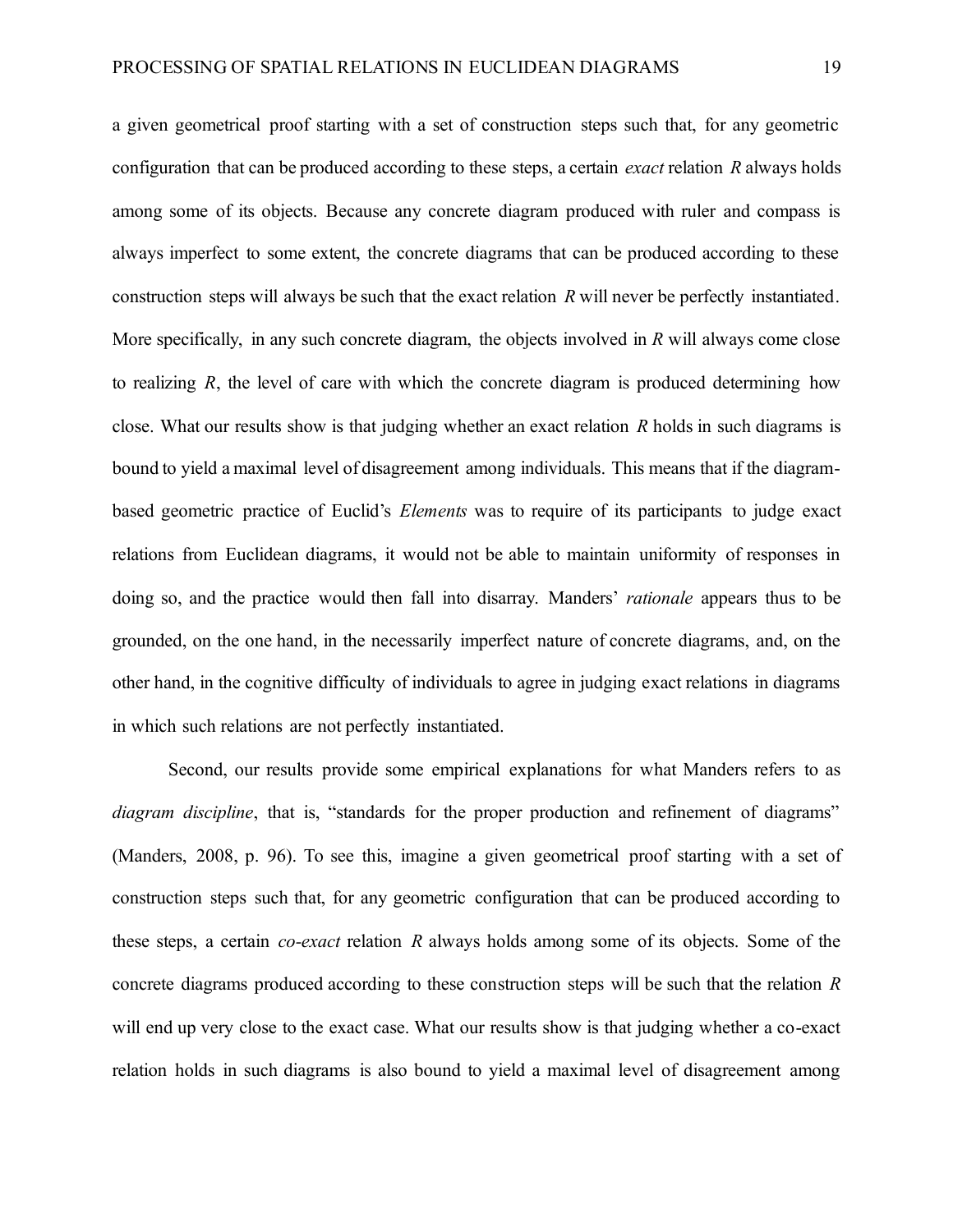a given geometrical proof starting with a set of construction steps such that, for any geometric configuration that can be produced according to these steps, a certain *exact* relation *R* always holds among some of its objects. Because any concrete diagram produced with ruler and compass is always imperfect to some extent, the concrete diagrams that can be produced according to these construction steps will always be such that the exact relation *R* will never be perfectly instantiated. More specifically, in any such concrete diagram, the objects involved in *R* will always come close to realizing *R*, the level of care with which the concrete diagram is produced determining how close. What our results show is that judging whether an exact relation *R* holds in such diagrams is bound to yield a maximal level of disagreement among individuals. This means that if the diagram-based geometric practice of Euclid's *Elements* was to require of its participants to judge exact relations from Euclidean diagrams, it would not be able to maintain uniformity of responses in doing so, and the practice would then fall into disarray. Manders' *rationale* appears thus to be grounded, on the one hand, in the necessarily imperfect nature of concrete diagrams, and, on the other hand, in the cognitive difficulty of individuals to agree in judging exact relations in diagrams in which such relations are not perfectly instantiated.

Second, our results provide some empirical explanations for what Manders refers to as *diagram discipline*, that is, "standards for the proper production and refinement of diagrams" (Manders, 2008, p. 96). To see this, imagine a given geometrical proof starting with a set of construction steps such that, for any geometric configuration that can be produced according to these steps, a certain *co-exact* relation *R* always holds among some of its objects. Some of the concrete diagrams produced according to these construction steps will be such that the relation *R* will end up very close to the exact case. What our results show is that judging whether a co-exact relation holds in such diagrams is also bound to yield a maximal level of disagreement among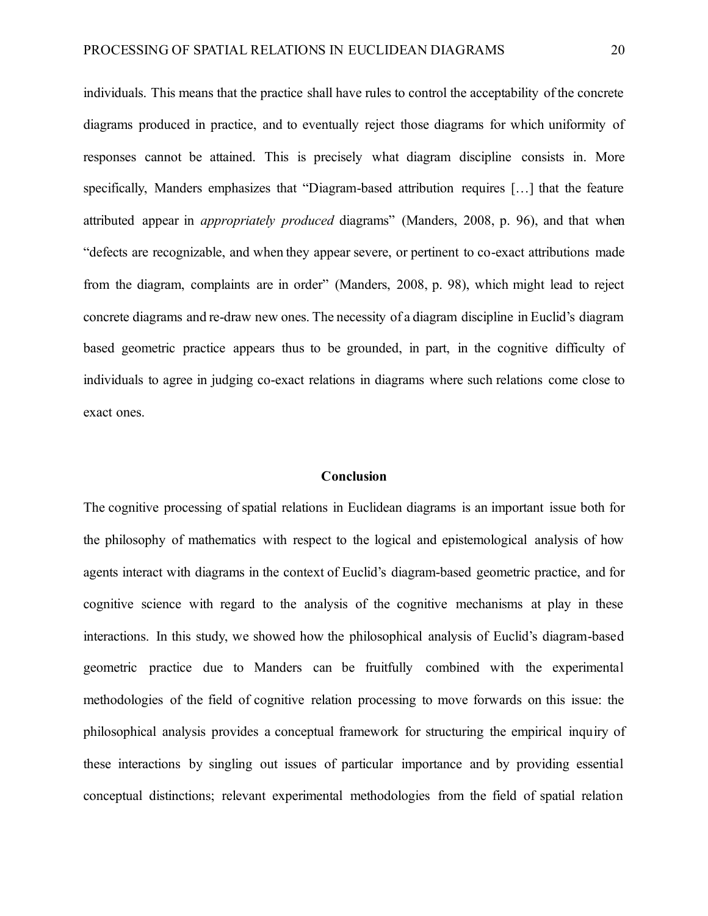individuals. This means that the practice shall have rules to control the acceptability of the concrete diagrams produced in practice, and to eventually reject those diagrams for which uniformity of responses cannot be attained. This is precisely what diagram discipline consists in. More specifically, Manders emphasizes that "Diagram-based attribution requires […] that the feature attributed appear in *appropriately produced* diagrams" (Manders, 2008, p. 96), and that when "defects are recognizable, and when they appear severe, or pertinent to co-exact attributions made from the diagram, complaints are in order" (Manders, 2008, p. 98), which might lead to reject concrete diagrams and re-draw new ones. The necessity of a diagram discipline in Euclid's diagram based geometric practice appears thus to be grounded, in part, in the cognitive difficulty of individuals to agree in judging co-exact relations in diagrams where such relations come close to exact ones.

## Conclusion

The cognitive processing of spatial relations in Euclidean diagrams is an important issue both for the philosophy of mathematics with respect to the logical and epistemological analysis of how agents interact with diagrams in the context of Euclid's diagram-based geometric practice, and for cognitive science with regard to the analysis of the cognitive mechanisms at play in these interactions. In this study, we showed how the philosophical analysis of Euclid's diagram-based geometric practice due to Manders can be fruitfully combined with the experimental methodologies of the field of cognitive relation processing to move forwards on this issue: the philosophical analysis provides a conceptual framework for structuring the empirical inquiry of these interactions by singling out issues of particular importance and by providing essential conceptual distinctions; relevant experimental methodologies from the field of spatial relation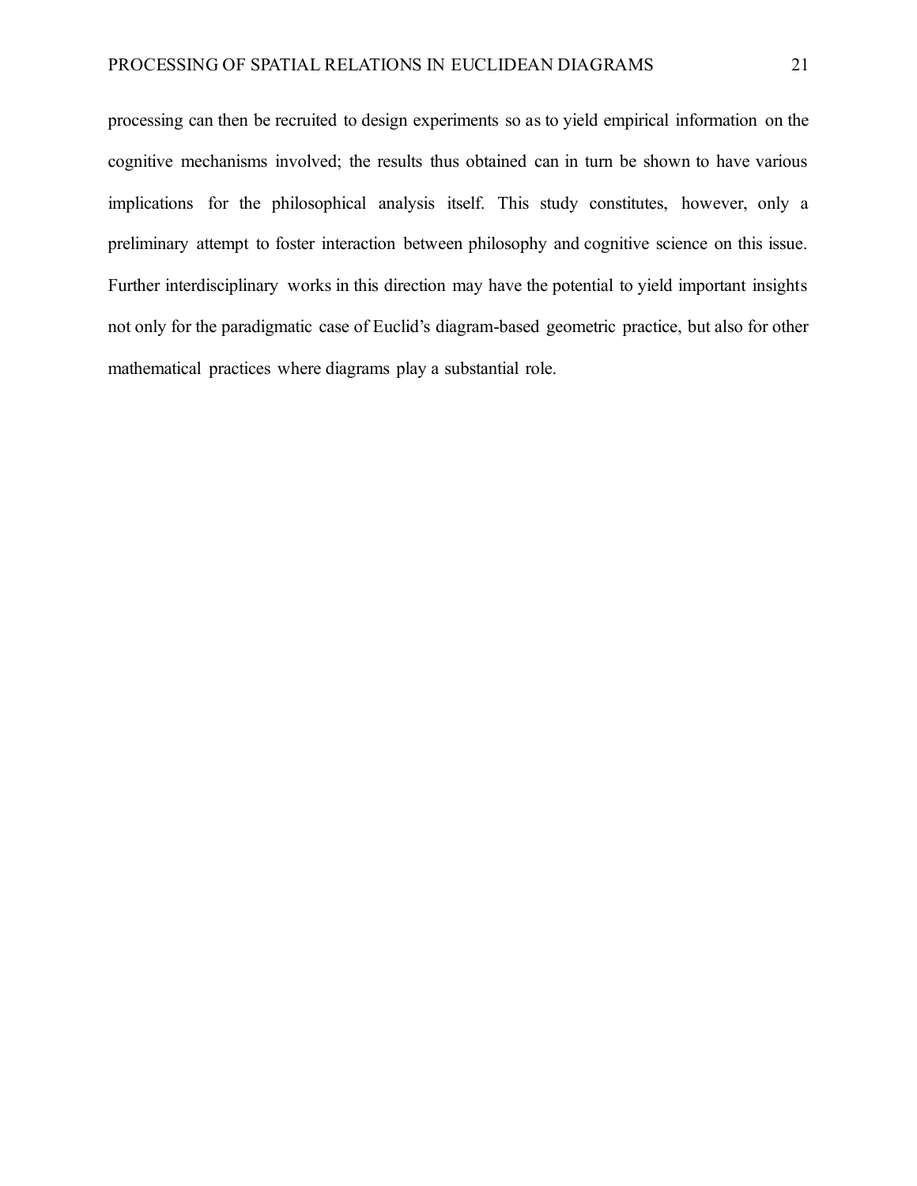processing can then be recruited to design experiments so as to yield empirical information on the cognitive mechanisms involved; the results thus obtained can in turn be shown to have various implications for the philosophical analysis itself. This study constitutes, however, only a preliminary attempt to foster interaction between philosophy and cognitive science on this issue. Further interdisciplinary works in this direction may have the potential to yield important insights not only for the paradigmatic case of Euclid's diagram-based geometric practice, but also for other mathematical practices where diagrams play a substantial role.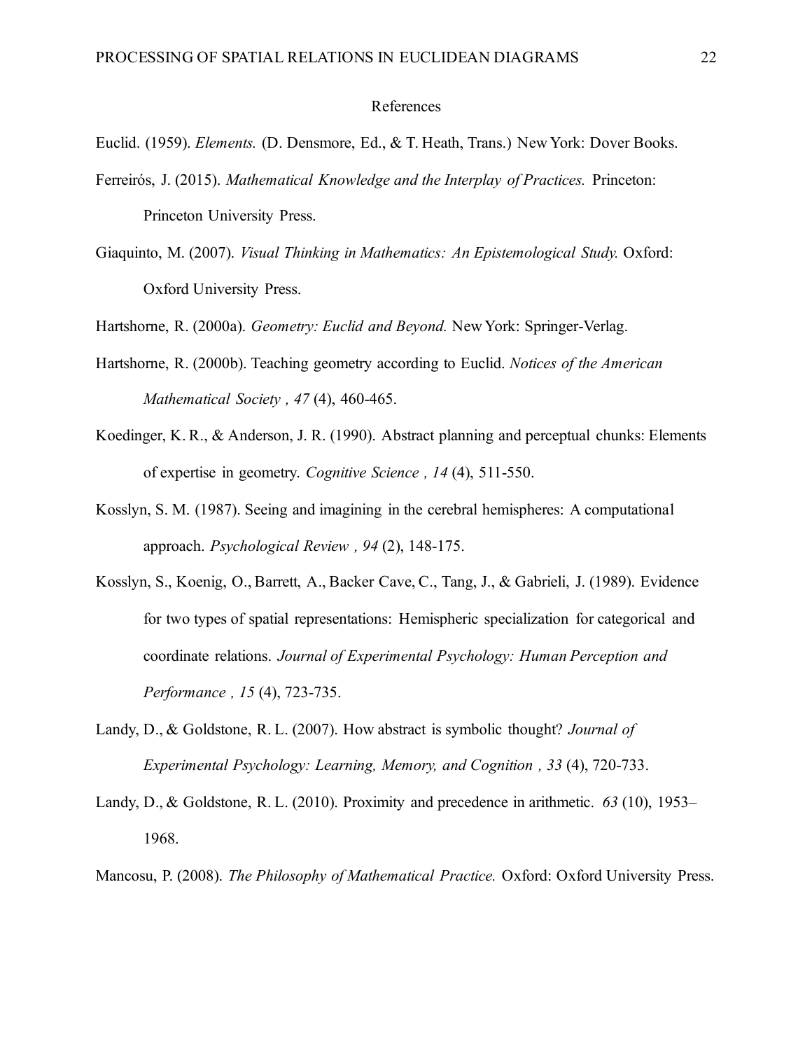## References

Euclid. (1959). *Elements.* (D. Densmore, Ed., & T. Heath, Trans.) New York: Dover Books.

Ferreirós, J. (2015). *Mathematical Knowledge and the Interplay of Practices.* Princeton: Princeton University Press.

Giaquinto, M. (2007). *Visual Thinking in Mathematics: An Epistemological Study.* Oxford: Oxford University Press.

Hartshorne, R. (2000a). *Geometry: Euclid and Beyond.* New York: Springer-Verlag.

Hartshorne, R. (2000b). Teaching geometry according to Euclid. *Notices of the American Mathematical Society , 47* (4), 460-465.

Koedinger, K. R., & Anderson, J. R. (1990). Abstract planning and perceptual chunks: Elements of expertise in geometry. *Cognitive Science , 14* (4), 511-550.

Kosslyn, S. M. (1987). Seeing and imagining in the cerebral hemispheres: A computational approach. *Psychological Review , 94* (2), 148-175.

Kosslyn, S., Koenig, O., Barrett, A., Backer Cave, C., Tang, J., & Gabrieli, J. (1989). Evidence for two types of spatial representations: Hemispheric specialization for categorical and coordinate relations. *Journal of Experimental Psychology: Human Perception and Performance , 15* (4), 723-735.

Landy, D., & Goldstone, R. L. (2007). How abstract is symbolic thought? *Journal of Experimental Psychology: Learning, Memory, and Cognition , 33* (4), 720-733.

Landy, D., & Goldstone, R. L. (2010). Proximity and precedence in arithmetic. *63* (10), 1953–1968.

Mancosu, P. (2008). *The Philosophy of Mathematical Practice.* Oxford: Oxford University Press.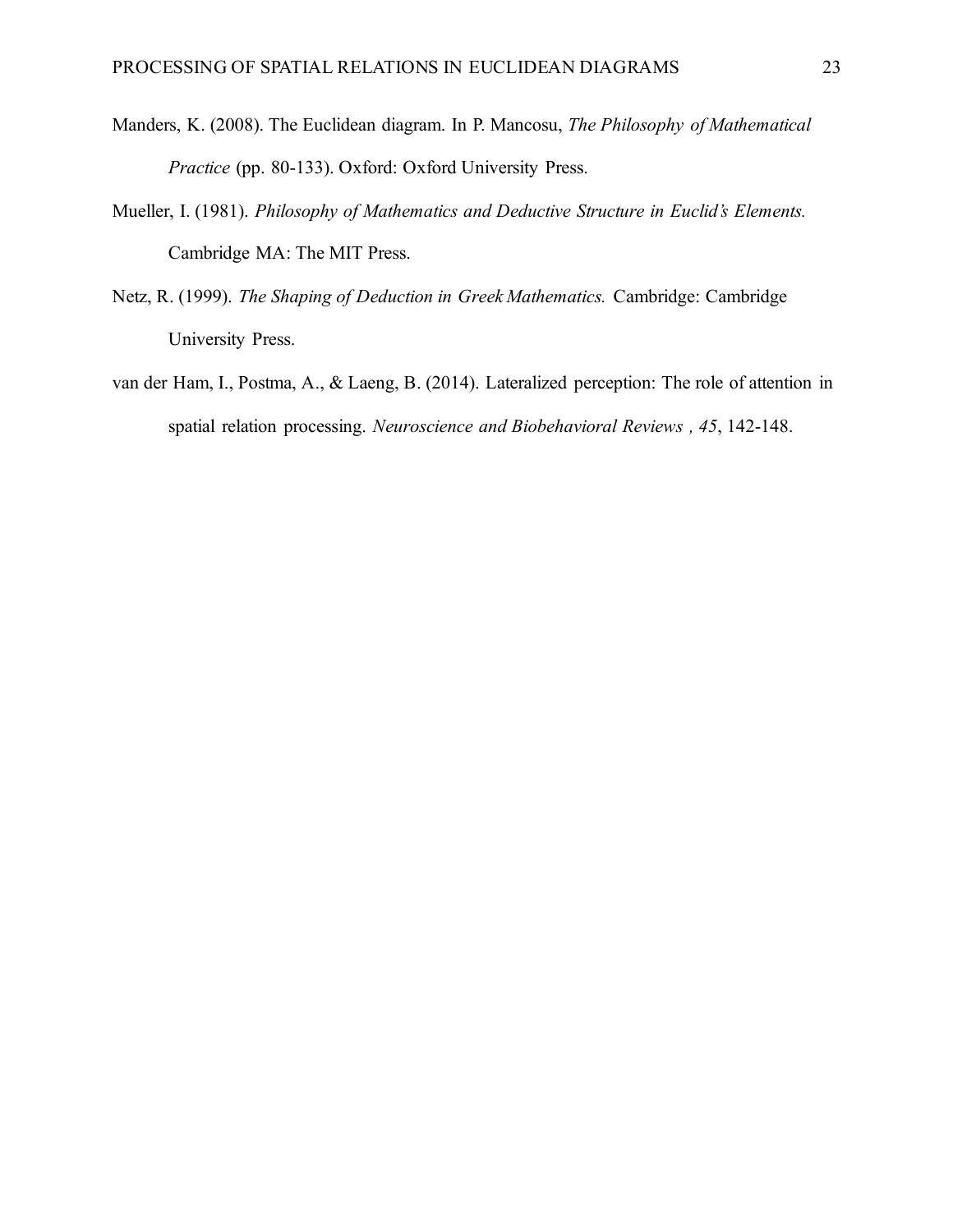Manders, K. (2008). The Euclidean diagram. In P. Mancosu, *The Philosophy of Mathematical Practice* (pp. 80-133). Oxford: Oxford University Press.

Mueller, I. (1981). *Philosophy of Mathematics and Deductive Structure in Euclid's Elements.* Cambridge MA: The MIT Press.

Netz, R. (1999). *The Shaping of Deduction in Greek Mathematics.* Cambridge: Cambridge University Press.

van der Ham, I., Postma, A., & Laeng, B. (2014). Lateralized perception: The role of attention in spatial relation processing. *Neuroscience and Biobehavioral Reviews , 45*, 142-148.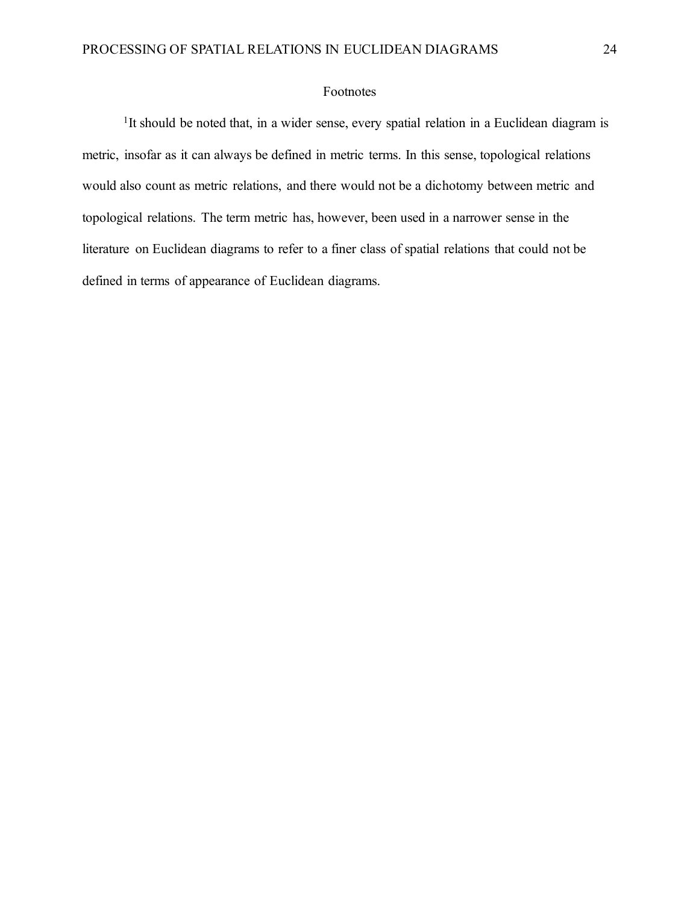# Footnotes

[1]It should be noted that, in a wider sense, every spatial relation in a Euclidean diagram is metric, insofar as it can always be defined in metric terms. In this sense, topological relations would also count as metric relations, and there would not be a dichotomy between metric and topological relations. The term metric has, however, been used in a narrower sense in the literature on Euclidean diagrams to refer to a finer class of spatial relations that could not be defined in terms of appearance of Euclidean diagrams.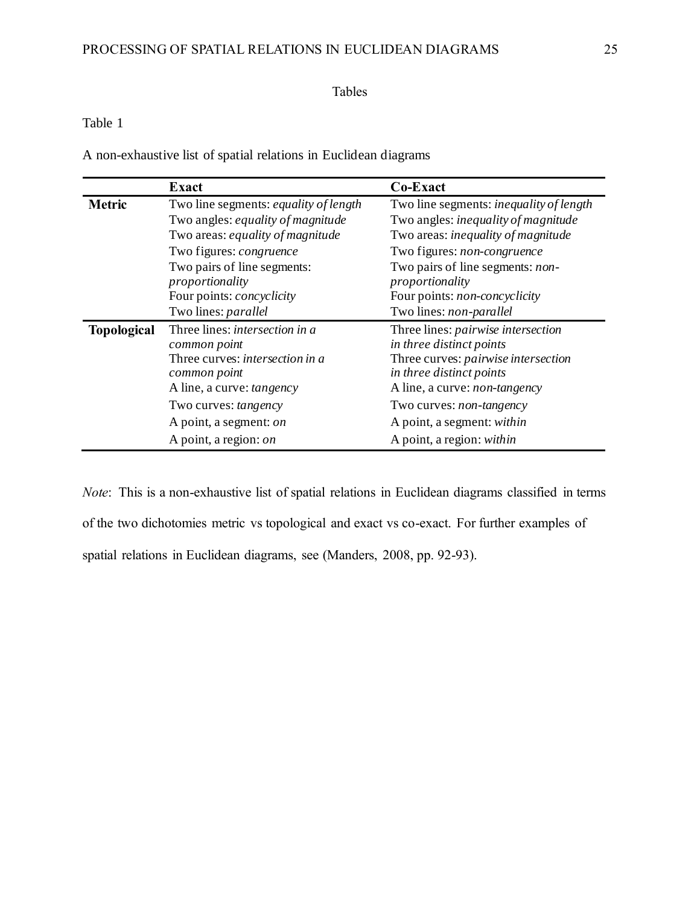Tables

Table 1

A non-exhaustive list of spatial relations in Euclidean diagrams

| | **Exact** | **Co-Exact** |
|---|---|---|
| **Metric** | Two line segments: *equality of length* | Two line segments: *inequality of length* |
| | Two angles: *equality of magnitude* | Two angles: *inequality of magnitude* |
| | Two areas: *equality of magnitude* | Two areas: *inequality of magnitude* |
| | Two figures: *congruence* | Two figures: *non-congruence* |
| | Two pairs of line segments: *proportionality* | Two pairs of line segments: *non-proportionality* |
| | Four points: *concyclicity* | Four points: *non-concyclicity* |
| | Two lines: *parallel* | Two lines: *non-parallel* |
| **Topological** | Three lines: *intersection in a common point* | Three lines: *pairwise intersection in three distinct points* |
| | Three curves: *intersection in a common point* | Three curves: *pairwise intersection in three distinct points* |
| | A line, a curve: *tangency* | A line, a curve: *non-tangency* |
| | Two curves: *tangency* | Two curves: *non-tangency* |
| | A point, a segment: *on* | A point, a segment: *within* |
| | A point, a region: *on* | A point, a region: *within* |

*Note*: This is a non-exhaustive list of spatial relations in Euclidean diagrams classified in terms of the two dichotomies metric vs topological and exact vs co-exact. For further examples of spatial relations in Euclidean diagrams, see (Manders, 2008, pp. 92-93).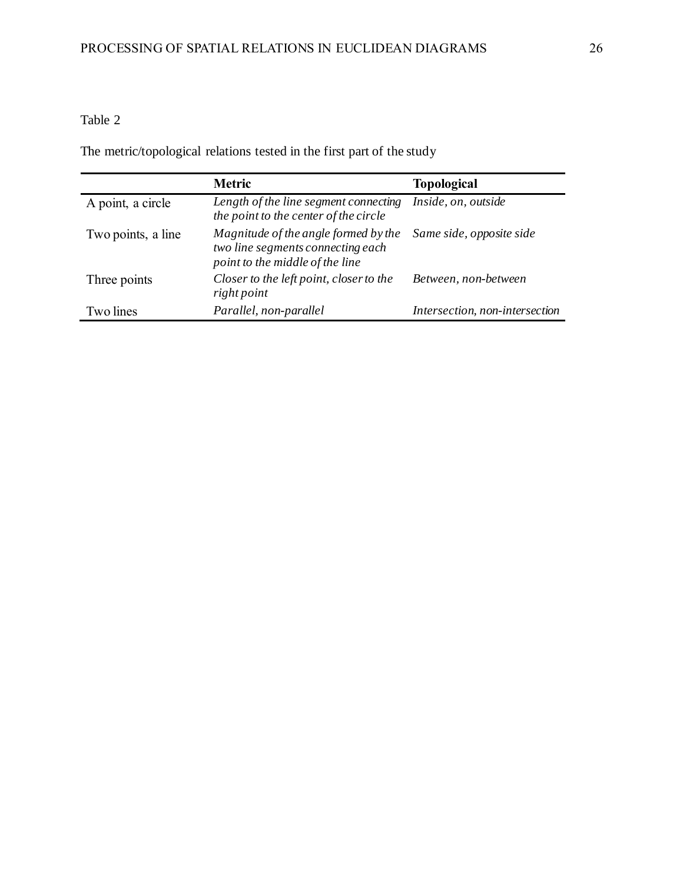Table 2

The metric/topological relations tested in the first part of the study

| | **Metric** | **Topological** |
|---|---|---|
| A point, a circle | *Length of the line segment connecting the point to the center of the circle* | *Inside, on, outside* |
| Two points, a line | *Magnitude of the angle formed by the two line segments connecting each point to the middle of the line* | *Same side, opposite side* |
| Three points | *Closer to the left point, closer to the right point* | *Between, non-between* |
| Two lines | *Parallel, non-parallel* | *Intersection, non-intersection* |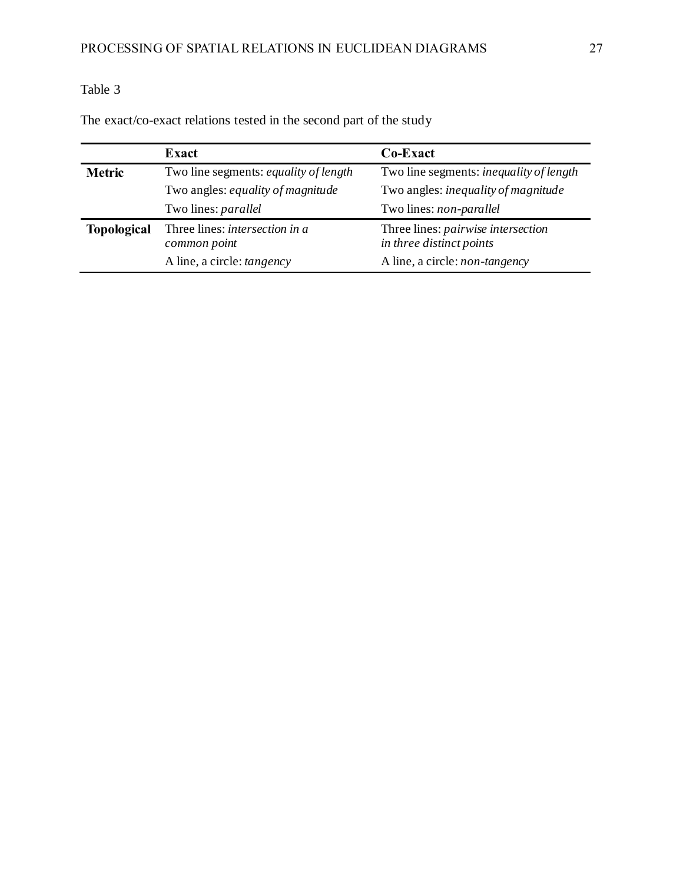Table 3

The exact/co-exact relations tested in the second part of the study

| | **Exact** | **Co-Exact** |
|---|---|---|
| **Metric** | Two line segments: *equality of length* | Two line segments: *inequality of length* |
| | Two angles: *equality of magnitude* | Two angles: *inequality of magnitude* |
| | Two lines: *parallel* | Two lines: *non-parallel* |
| **Topological** | Three lines: *intersection in a common point* | Three lines: *pairwise intersection in three distinct points* |
| | A line, a circle: *tangency* | A line, a circle: *non-tangency* |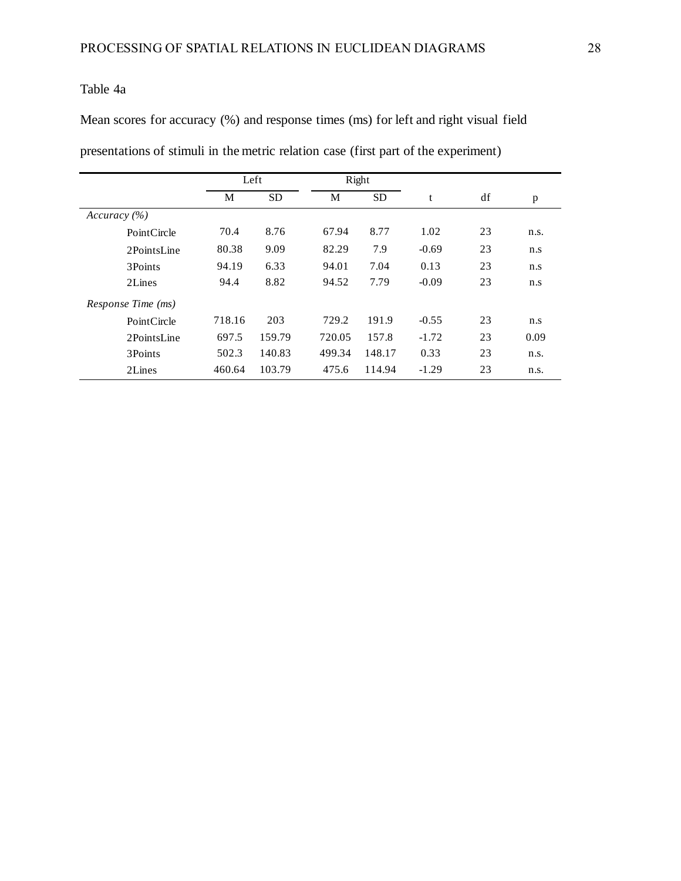Table 4a

Mean scores for accuracy (%) and response times (ms) for left and right visual field presentations of stimuli in the metric relation case (first part of the experiment)

| | Left | | Right | | | | |
|---|---|---|---|---|---|---|---|
| | M | SD | M | SD | t | df | p |
| *Accuracy (%)* | | | | | | | |
| PointCircle | 70.4 | 8.76 | 67.94 | 8.77 | 1.02 | 23 | n.s. |
| 2PointsLine | 80.38 | 9.09 | 82.29 | 7.9 | -0.69 | 23 | n.s |
| 3Points | 94.19 | 6.33 | 94.01 | 7.04 | 0.13 | 23 | n.s |
| 2Lines | 94.4 | 8.82 | 94.52 | 7.79 | -0.09 | 23 | n.s |
| *Response Time (ms)* | | | | | | | |
| PointCircle | 718.16 | 203 | 729.2 | 191.9 | -0.55 | 23 | n.s |
| 2PointsLine | 697.5 | 159.79 | 720.05 | 157.8 | -1.72 | 23 | 0.09 |
| 3Points | 502.3 | 140.83 | 499.34 | 148.17 | 0.33 | 23 | n.s. |
| 2Lines | 460.64 | 103.79 | 475.6 | 114.94 | -1.29 | 23 | n.s. |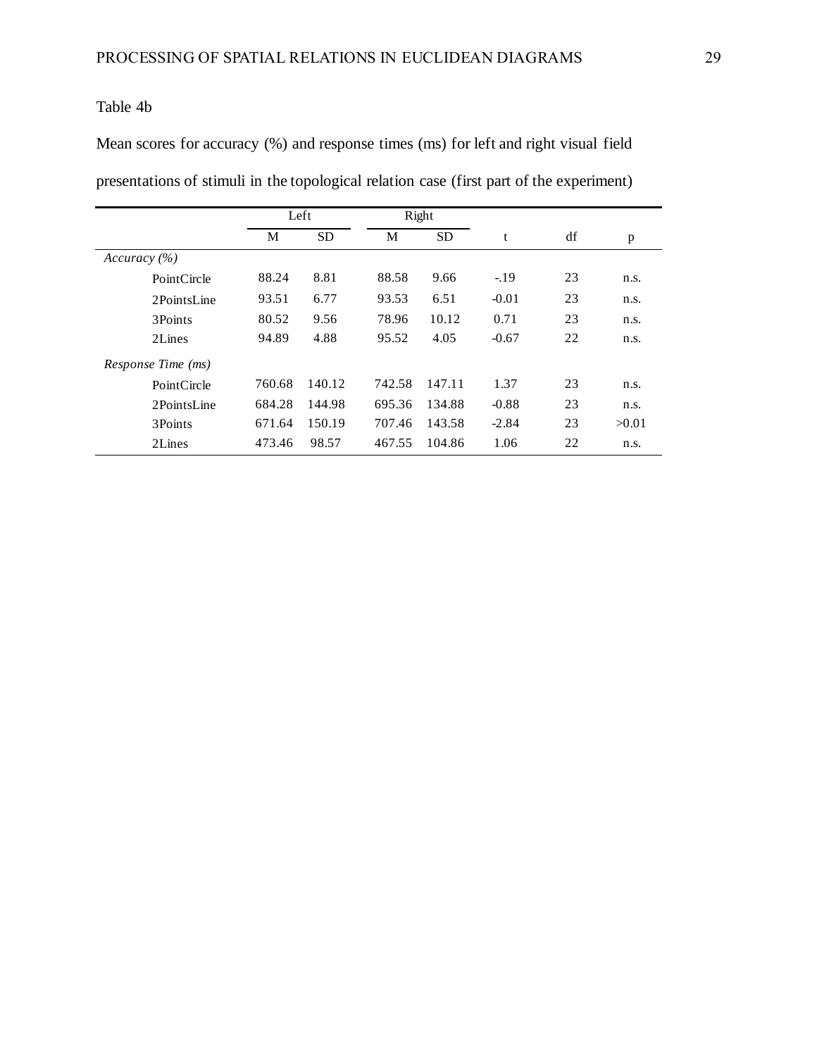Table 4b

Mean scores for accuracy (%) and response times (ms) for left and right visual field presentations of stimuli in the topological relation case (first part of the experiment)

| | Left | | Right | | | | |
|---|---|---|---|---|---|---|---|
| | M | SD | M | SD | t | df | p |
| *Accuracy (%)* | | | | | | | |
| PointCircle | 88.24 | 8.81 | 88.58 | 9.66 | -.19 | 23 | n.s. |
| 2PointsLine | 93.51 | 6.77 | 93.53 | 6.51 | -0.01 | 23 | n.s. |
| 3Points | 80.52 | 9.56 | 78.96 | 10.12 | 0.71 | 23 | n.s. |
| 2Lines | 94.89 | 4.88 | 95.52 | 4.05 | -0.67 | 22 | n.s. |
| *Response Time (ms)* | | | | | | | |
| PointCircle | 760.68 | 140.12 | 742.58 | 147.11 | 1.37 | 23 | n.s. |
| 2PointsLine | 684.28 | 144.98 | 695.36 | 134.88 | -0.88 | 23 | n.s. |
| 3Points | 671.64 | 150.19 | 707.46 | 143.58 | -2.84 | 23 | >0.01 |
| 2Lines | 473.46 | 98.57 | 467.55 | 104.86 | 1.06 | 22 | n.s. |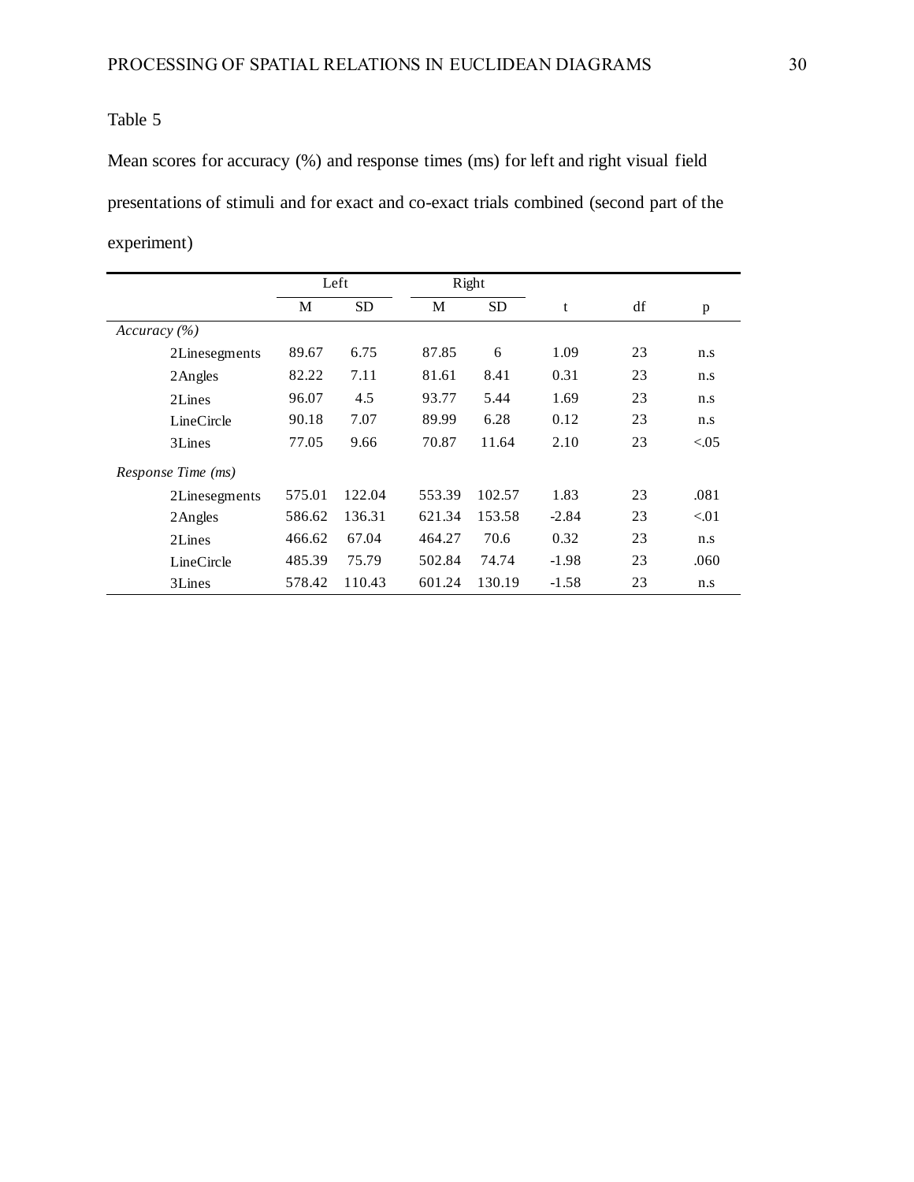Table 5

Mean scores for accuracy (%) and response times (ms) for left and right visual field presentations of stimuli and for exact and co-exact trials combined (second part of the experiment)

| | Left | | Right | | | | |
|---|---|---|---|---|---|---|---|
| | M | SD | M | SD | t | df | p |
| *Accuracy (%)* | | | | | | | |
| 2Linesegments | 89.67 | 6.75 | 87.85 | 6 | 1.09 | 23 | n.s |
| 2Angles | 82.22 | 7.11 | 81.61 | 8.41 | 0.31 | 23 | n.s |
| 2Lines | 96.07 | 4.5 | 93.77 | 5.44 | 1.69 | 23 | n.s |
| LineCircle | 90.18 | 7.07 | 89.99 | 6.28 | 0.12 | 23 | n.s |
| 3Lines | 77.05 | 9.66 | 70.87 | 11.64 | 2.10 | 23 | <.05 |
| *Response Time (ms)* | | | | | | | |
| 2Linesegments | 575.01 | 122.04 | 553.39 | 102.57 | 1.83 | 23 | .081 |
| 2Angles | 586.62 | 136.31 | 621.34 | 153.58 | -2.84 | 23 | <.01 |
| 2Lines | 466.62 | 67.04 | 464.27 | 70.6 | 0.32 | 23 | n.s |
| LineCircle | 485.39 | 75.79 | 502.84 | 74.74 | -1.98 | 23 | .060 |
| 3Lines | 578.42 | 110.43 | 601.24 | 130.19 | -1.58 | 23 | n.s |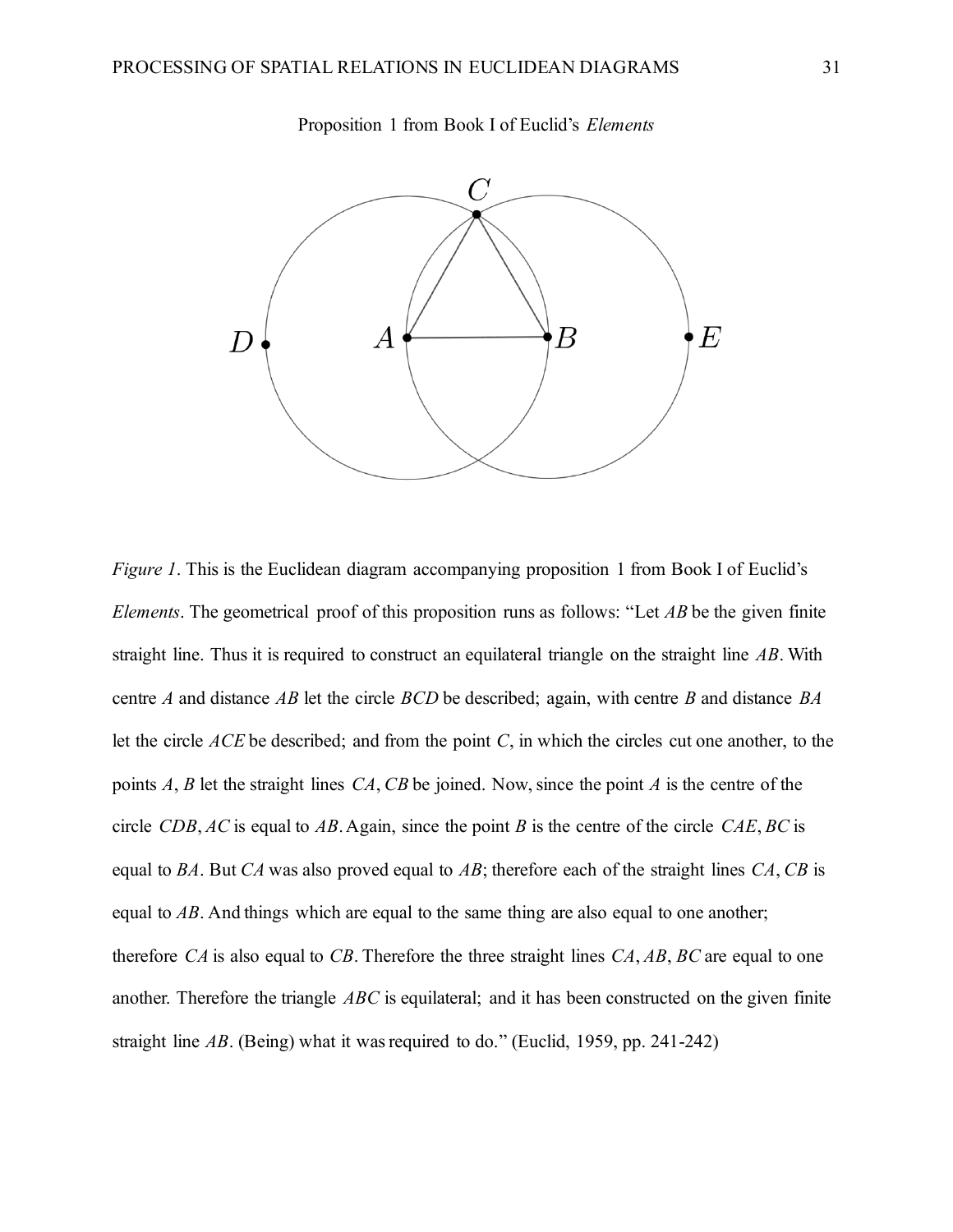Proposition 1 from Book I of Euclid's *Elements*

*Figure 1*. This is the Euclidean diagram accompanying proposition 1 from Book I of Euclid's *Elements*. The geometrical proof of this proposition runs as follows: "Let *AB* be the given finite straight line. Thus it is required to construct an equilateral triangle on the straight line *AB*. With centre *A* and distance *AB* let the circle *BCD* be described; again, with centre *B* and distance *BA* let the circle *ACE* be described; and from the point *C*, in which the circles cut one another, to the points *A*, *B* let the straight lines *CA*, *CB* be joined. Now, since the point *A* is the centre of the circle *CDB*, *AC* is equal to *AB*. Again, since the point *B* is the centre of the circle *CAE*, *BC* is equal to *BA*. But *CA* was also proved equal to *AB*; therefore each of the straight lines *CA*, *CB* is equal to *AB*. And things which are equal to the same thing are also equal to one another; therefore *CA* is also equal to *CB*. Therefore the three straight lines *CA*, *AB*, *BC* are equal to one another. Therefore the triangle *ABC* is equilateral; and it has been constructed on the given finite straight line *AB*. (Being) what it was required to do." (Euclid, 1959, pp. 241-242)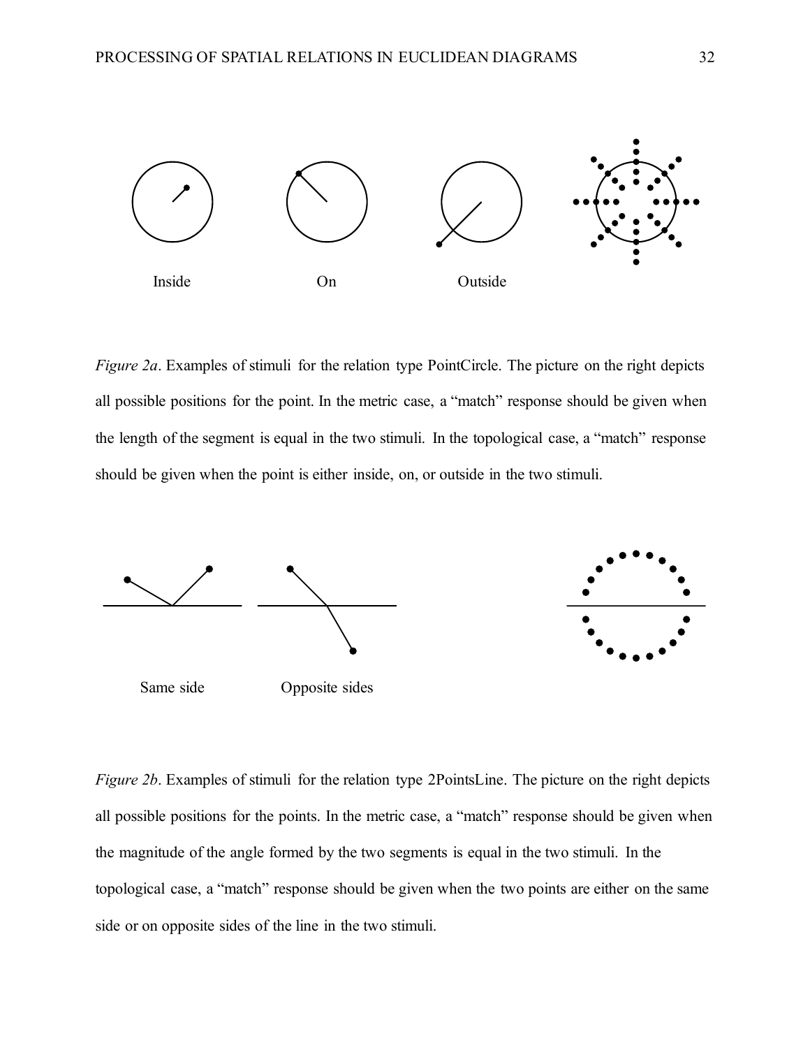Inside On Outside

*Figure 2a*. Examples of stimuli for the relation type PointCircle. The picture on the right depicts all possible positions for the point. In the metric case, a "match" response should be given when the length of the segment is equal in the two stimuli. In the topological case, a "match" response should be given when the point is either inside, on, or outside in the two stimuli.

Same side Opposite sides

*Figure 2b*. Examples of stimuli for the relation type 2PointsLine. The picture on the right depicts all possible positions for the points. In the metric case, a "match" response should be given when the magnitude of the angle formed by the two segments is equal in the two stimuli. In the topological case, a "match" response should be given when the two points are either on the same side or on opposite sides of the line in the two stimuli.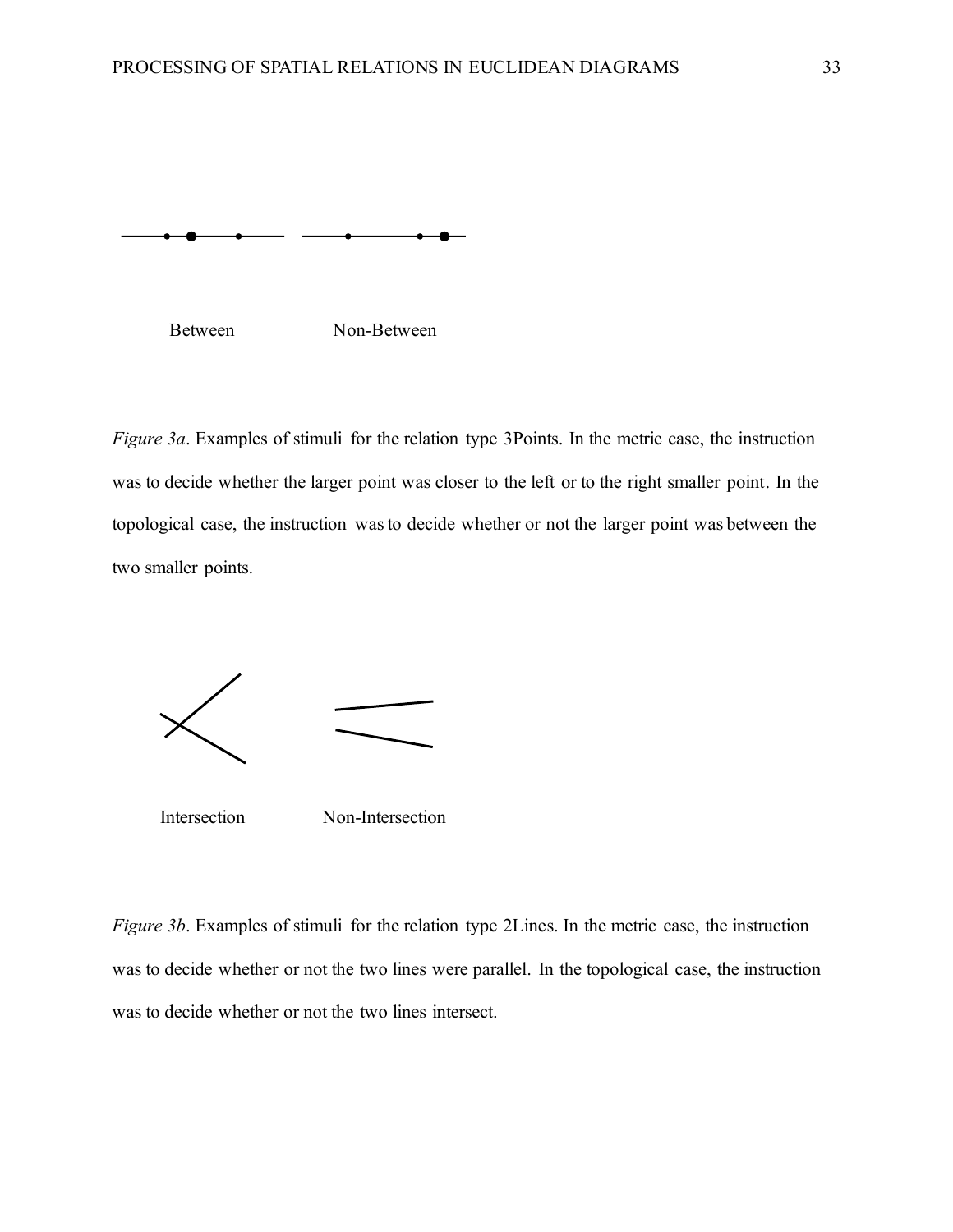Between Non-Between

*Figure 3a*. Examples of stimuli for the relation type 3Points. In the metric case, the instruction was to decide whether the larger point was closer to the left or to the right smaller point. In the topological case, the instruction was to decide whether or not the larger point was between the two smaller points.

Intersection Non-Intersection

*Figure 3b*. Examples of stimuli for the relation type 2Lines. In the metric case, the instruction was to decide whether or not the two lines were parallel. In the topological case, the instruction was to decide whether or not the two lines intersect.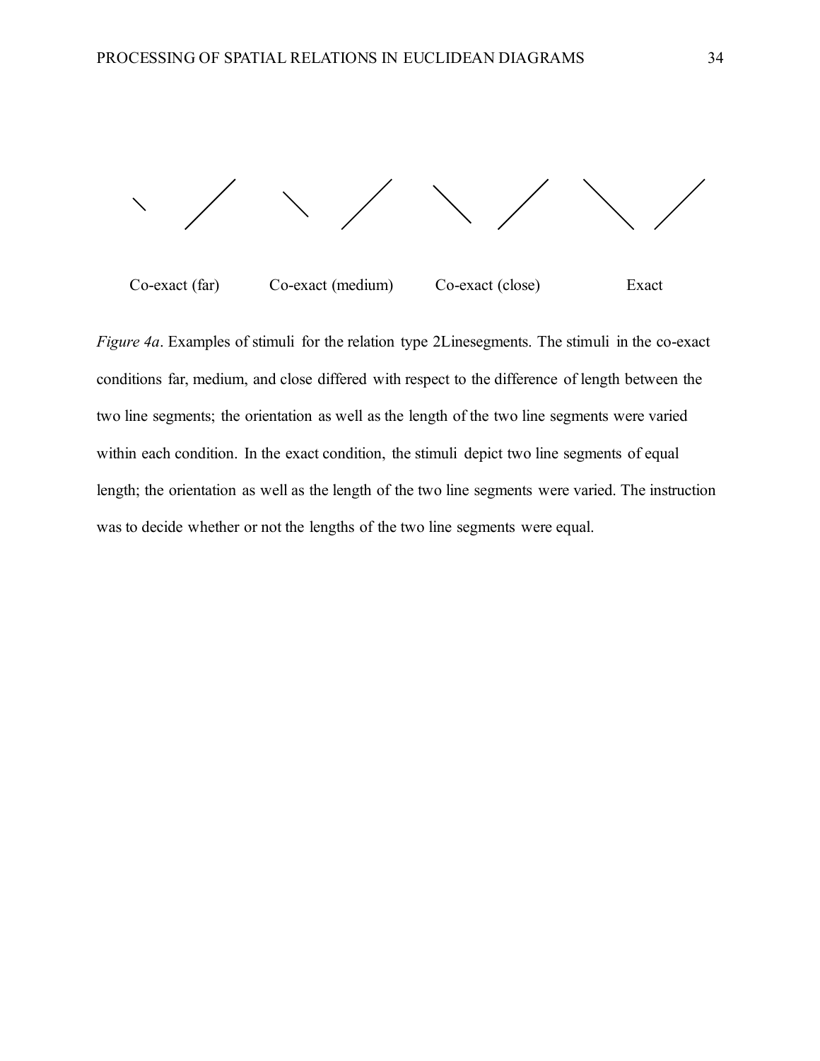Co-exact (far) Co-exact (medium) Co-exact (close) Exact

*Figure 4a*. Examples of stimuli for the relation type 2Linesegments. The stimuli in the co-exact conditions far, medium, and close differed with respect to the difference of length between the two line segments; the orientation as well as the length of the two line segments were varied within each condition. In the exact condition, the stimuli depict two line segments of equal length; the orientation as well as the length of the two line segments were varied. The instruction was to decide whether or not the lengths of the two line segments were equal.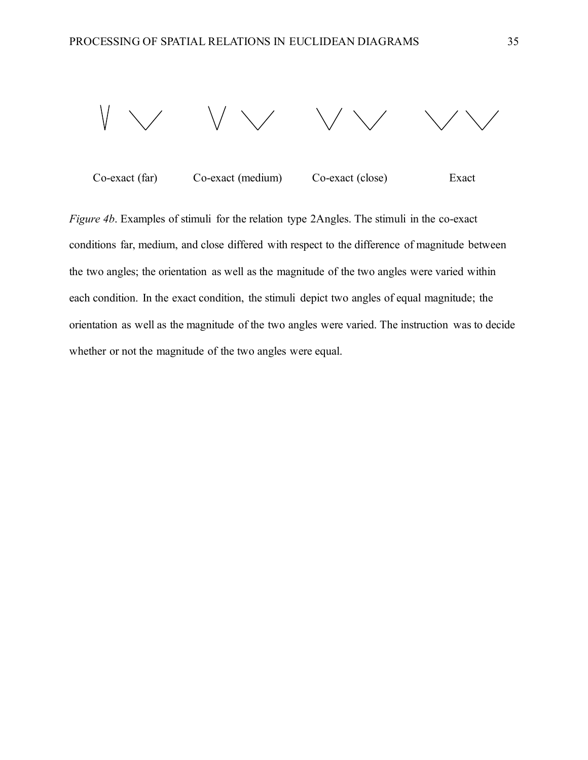Co-exact (far) Co-exact (medium) Co-exact (close) Exact

*Figure 4b*. Examples of stimuli for the relation type 2Angles. The stimuli in the co-exact conditions far, medium, and close differed with respect to the difference of magnitude between the two angles; the orientation as well as the magnitude of the two angles were varied within each condition. In the exact condition, the stimuli depict two angles of equal magnitude; the orientation as well as the magnitude of the two angles were varied. The instruction was to decide whether or not the magnitude of the two angles were equal.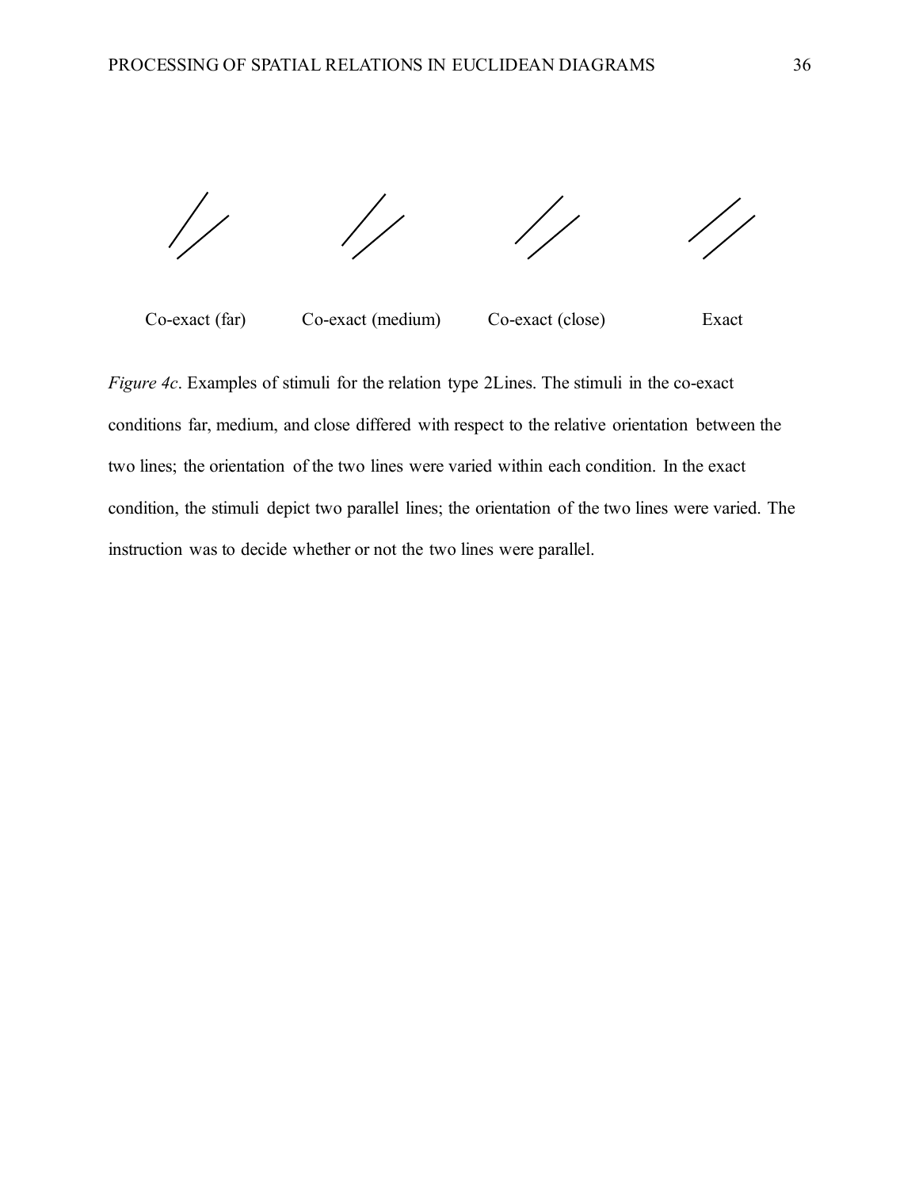Co-exact (far) Co-exact (medium) Co-exact (close) Exact

*Figure 4c*. Examples of stimuli for the relation type 2Lines. The stimuli in the co-exact conditions far, medium, and close differed with respect to the relative orientation between the two lines; the orientation of the two lines were varied within each condition. In the exact condition, the stimuli depict two parallel lines; the orientation of the two lines were varied. The instruction was to decide whether or not the two lines were parallel.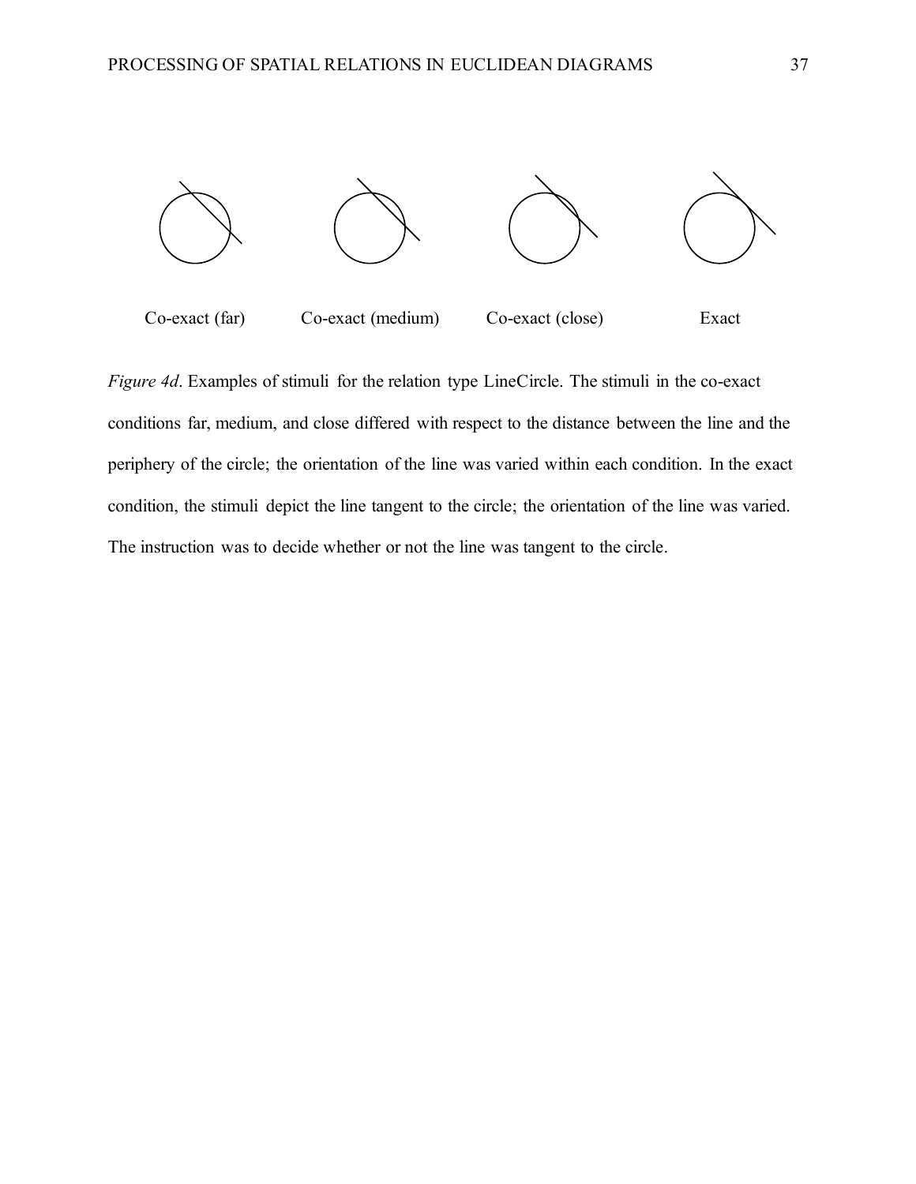Co-exact (far) Co-exact (medium) Co-exact (close) Exact

*Figure 4d*. Examples of stimuli for the relation type LineCircle. The stimuli in the co-exact conditions far, medium, and close differed with respect to the distance between the line and the periphery of the circle; the orientation of the line was varied within each condition. In the exact condition, the stimuli depict the line tangent to the circle; the orientation of the line was varied. The instruction was to decide whether or not the line was tangent to the circle.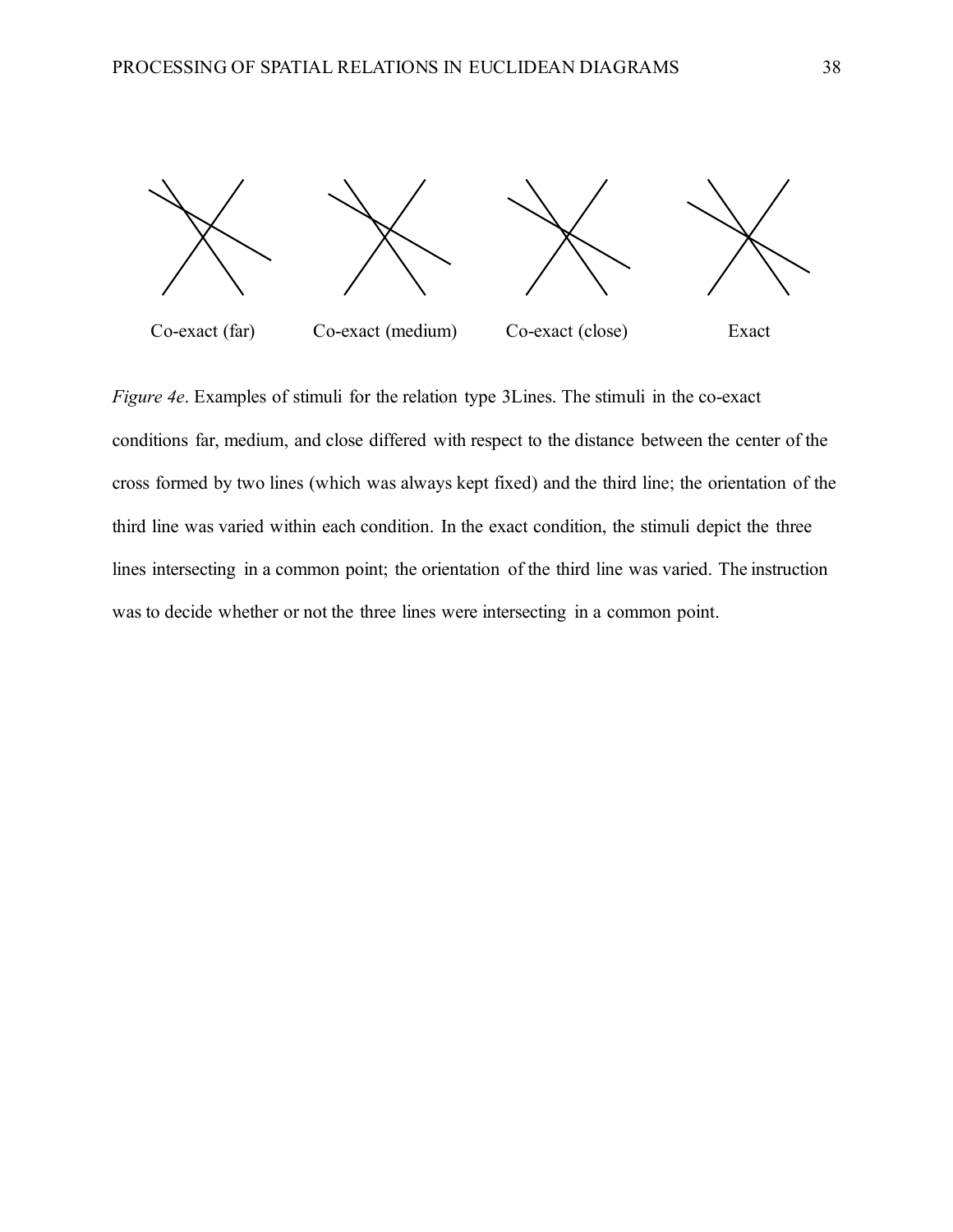Co-exact (far) Co-exact (medium) Co-exact (close) Exact

*Figure 4e*. Examples of stimuli for the relation type 3Lines. The stimuli in the co-exact conditions far, medium, and close differed with respect to the distance between the center of the cross formed by two lines (which was always kept fixed) and the third line; the orientation of the third line was varied within each condition. In the exact condition, the stimuli depict the three lines intersecting in a common point; the orientation of the third line was varied. The instruction was to decide whether or not the three lines were intersecting in a common point.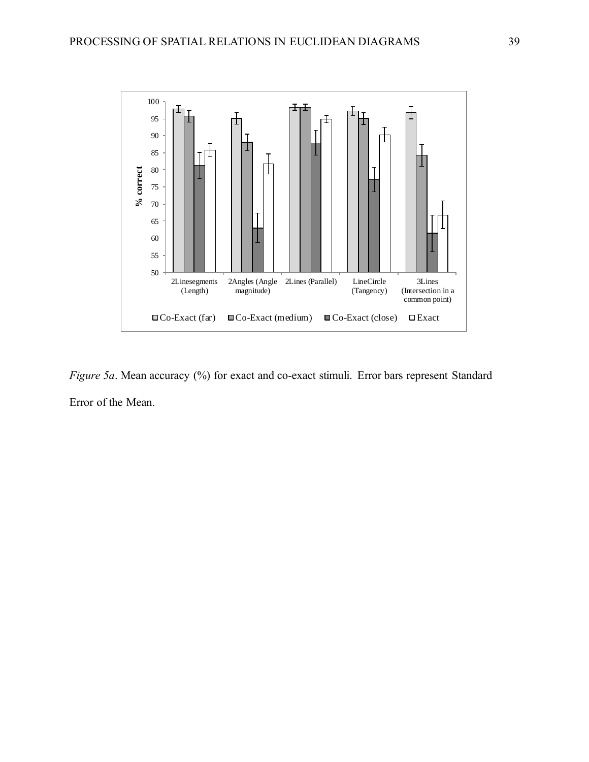*Figure 5a*. Mean accuracy (%) for exact and co-exact stimuli. Error bars represent Standard Error of the Mean.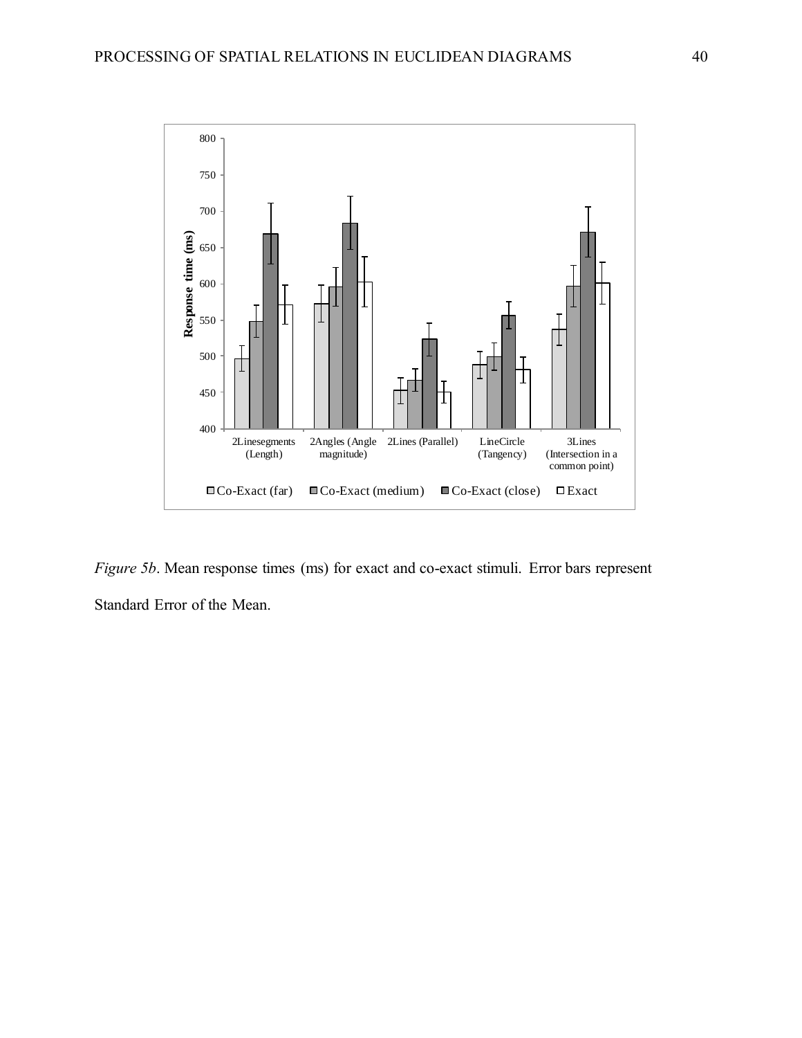800
750
700
650
600
550
500
450
400

Response time (ms)

2Linesegments (Length)
2Angles (Angle magnitude)
2Lines (Parallel)
LineCircle (Tangency)
3Lines (Intersection in a common point)

Co-Exact (far) Co-Exact (medium) Co-Exact (close) Exact

*Figure 5b*. Mean response times (ms) for exact and co-exact stimuli. Error bars represent Standard Error of the Mean.